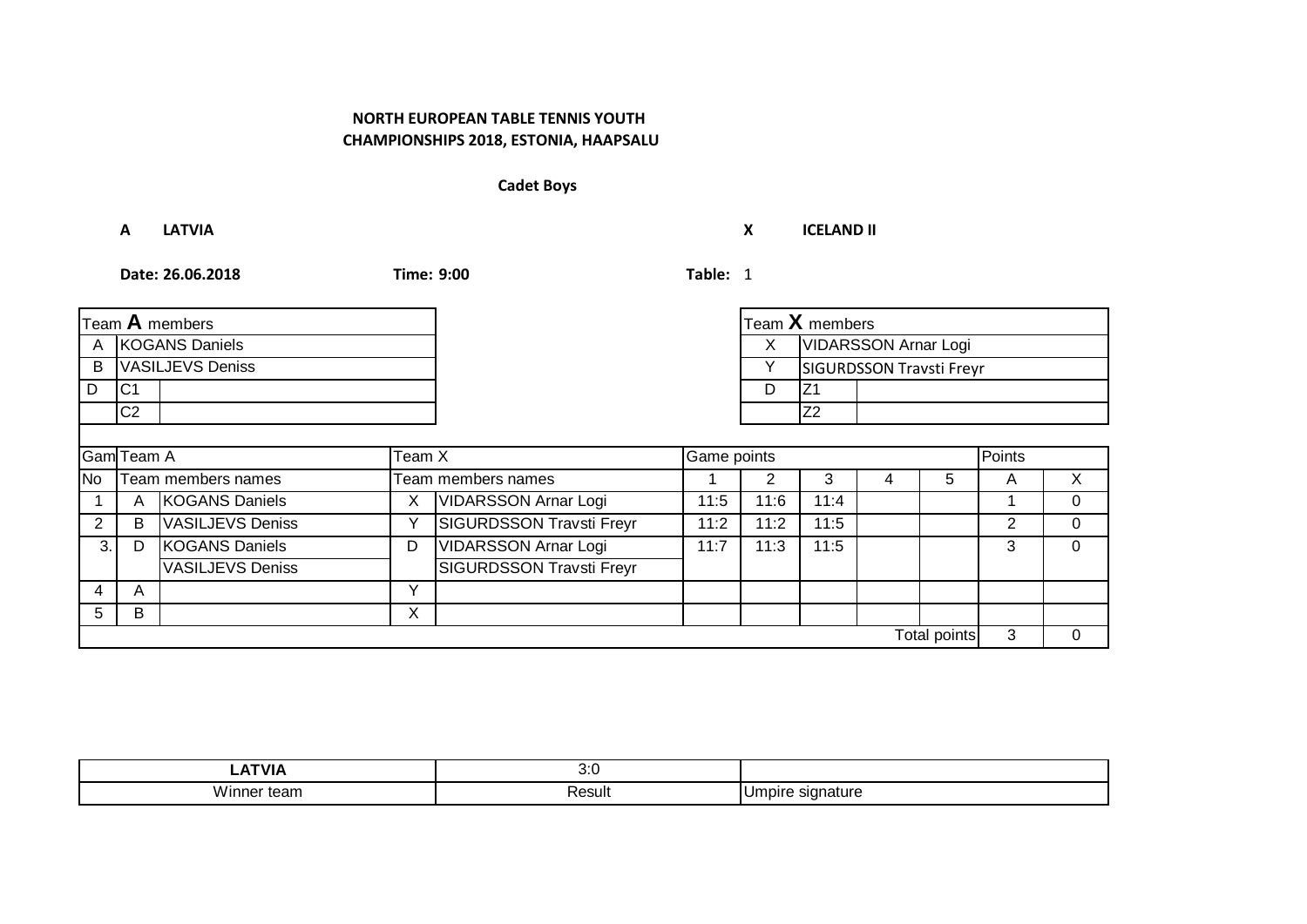**NORTH EUROPEAN TABLE TENNIS YOUTH CHAMPIONSHIPS 2018, ESTONIA, HAAPSALU**

**Cadet Boys**

**A LATVIA** **X ICELAND II**

**Date: 26.06.2018** **Time: 9:00** **Table:** 1

| Team **A** members | | |
|---|---|---|
| A | KOGANS Daniels | |
| B | VASILJEVS Deniss | |
| D | C1 | |
| | C2 | |

| Team **X** members | | |
|---|---|---|
| X | VIDARSSON Arnar Logi | |
| Y | SIGURDSSON Travsti Freyr | |
| D | Z1 | |
| | Z2 | |

| Gam | Team A | | Team X | | Game points | | | | | Points | |
|---|---|---|---|---|---|---|---|---|---|---|---|
| No | Team members names | | Team members names | | 1 | 2 | 3 | 4 | 5 | A | X |
| 1 | A | KOGANS Daniels | X | VIDARSSON Arnar Logi | 11:5 | 11:6 | 11:4 | | | 1 | 0 |
| 2 | B | VASILJEVS Deniss | Y | SIGURDSSON Travsti Freyr | 11:2 | 11:2 | 11:5 | | | 2 | 0 |
| 3. | D | KOGANS Daniels | D | VIDARSSON Arnar Logi | 11:7 | 11:3 | 11:5 | | | 3 | 0 |
| | | VASILJEVS Deniss | | SIGURDSSON Travsti Freyr | | | | | | | |
| 4 | A | | Y | | | | | | | | |
| 5 | B | | X | | | | | | | | |
| | | | | | | | | | Total points | 3 | 0 |

| | | |
|---|---|---|
| **LATVIA** | 3:0 | |
| Winner team | Result | Umpire signature |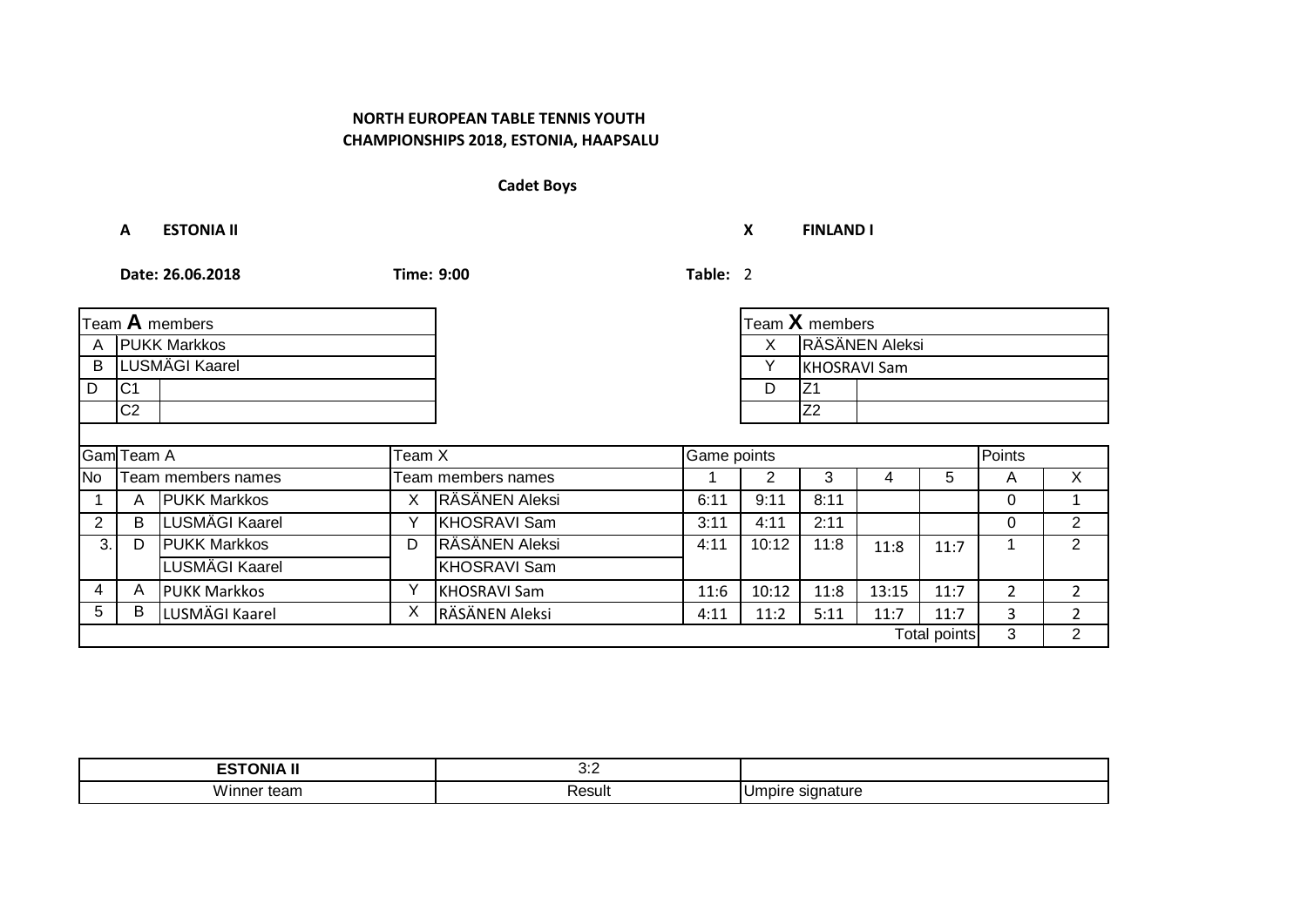**NORTH EUROPEAN TABLE TENNIS YOUTH CHAMPIONSHIPS 2018, ESTONIA, HAAPSALU**

**Cadet Boys**

**A** **ESTONIA II** **X** **FINLAND I**

**Date: 26.06.2018** **Time: 9:00** **Table:** 2

| Team **A** members | |
|---|---|
| A | PUKK Markkos |
| B | LUSMÄGI Kaarel |
| D | C1 |
| | C2 |

| Team **X** members | |
|---|---|
| X | RÄSÄNEN Aleksi |
| Y | KHOSRAVI Sam |
| D | Z1 |
| | Z2 |

| Gam No | Team A | Team members names | Team X | Team members names | Game points 1 | 2 | 3 | 4 | 5 | Points A | X |
|---|---|---|---|---|---|---|---|---|---|---|---|
| 1 | A | PUKK Markkos | X | RÄSÄNEN Aleksi | 6:11 | 9:11 | 8:11 | | | 0 | 1 |
| 2 | B | LUSMÄGI Kaarel | Y | KHOSRAVI Sam | 3:11 | 4:11 | 2:11 | | | 0 | 2 |
| 3. | D | PUKK Markkos / LUSMÄGI Kaarel | D | RÄSÄNEN Aleksi / KHOSRAVI Sam | 4:11 | 10:12 | 11:8 | 11:8 | 11:7 | 1 | 2 |
| 4 | A | PUKK Markkos | Y | KHOSRAVI Sam | 11:6 | 10:12 | 11:8 | 13:15 | 11:7 | 2 | 2 |
| 5 | B | LUSMÄGI Kaarel | X | RÄSÄNEN Aleksi | 4:11 | 11:2 | 5:11 | 11:7 | 11:7 | 3 | 2 |
| | | | | | | | | | Total points | 3 | 2 |

| ESTONIA II | 3:2 | |
|---|---|---|
| Winner team | Result | Umpire signature |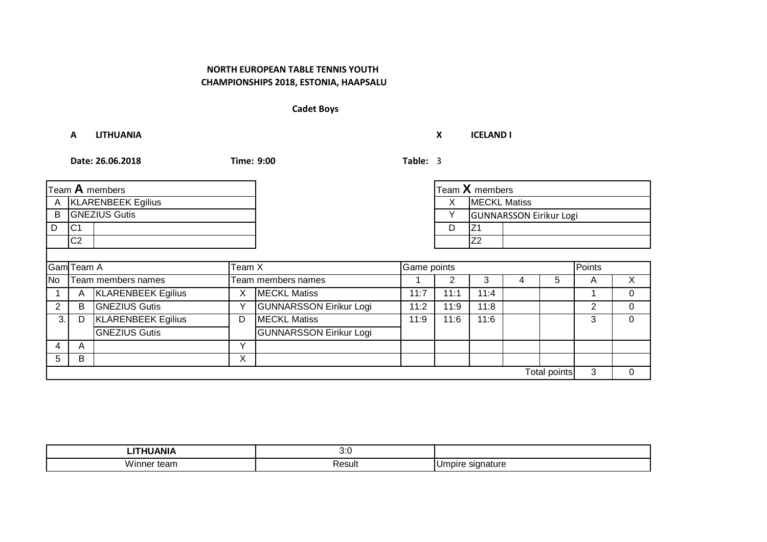**NORTH EUROPEAN TABLE TENNIS YOUTH CHAMPIONSHIPS 2018, ESTONIA, HAAPSALU**

**Cadet Boys**

**A LITHUANIA** **X ICELAND I**

**Date: 26.06.2018** **Time: 9:00** **Table:** 3

| Team **A** members | |
|---|---|
| A | KLARENBEEK Egilius |
| B | GNEZIUS Gutis |
| D | C1 |
| | C2 |

| Team **X** members | |
|---|---|
| X | MECKL Matiss |
| Y | GUNNARSSON Eirikur Logi |
| D | Z1 |
| | Z2 |

| Gam No | Team A | Team members names | Team X | Team members names | Game points 1 | 2 | 3 | 4 | 5 | Points A | X |
|---|---|---|---|---|---|---|---|---|---|---|---|
| 1 | A | KLARENBEEK Egilius | X | MECKL Matiss | 11:7 | 11:1 | 11:4 | | | 1 | 0 |
| 2 | B | GNEZIUS Gutis | Y | GUNNARSSON Eirikur Logi | 11:2 | 11:9 | 11:8 | | | 2 | 0 |
| 3. | D | KLARENBEEK Egilius | D | MECKL Matiss | 11:9 | 11:6 | 11:6 | | | 3 | 0 |
| | | GNEZIUS Gutis | | GUNNARSSON Eirikur Logi | | | | | | | |
| 4 | A | | Y | | | | | | | | |
| 5 | B | | X | | | | | | | | |
| | | | | | | | | | Total points | 3 | 0 |

| LITHUANIA | 3:0 | |
|---|---|---|
| Winner team | Result | Umpire signature |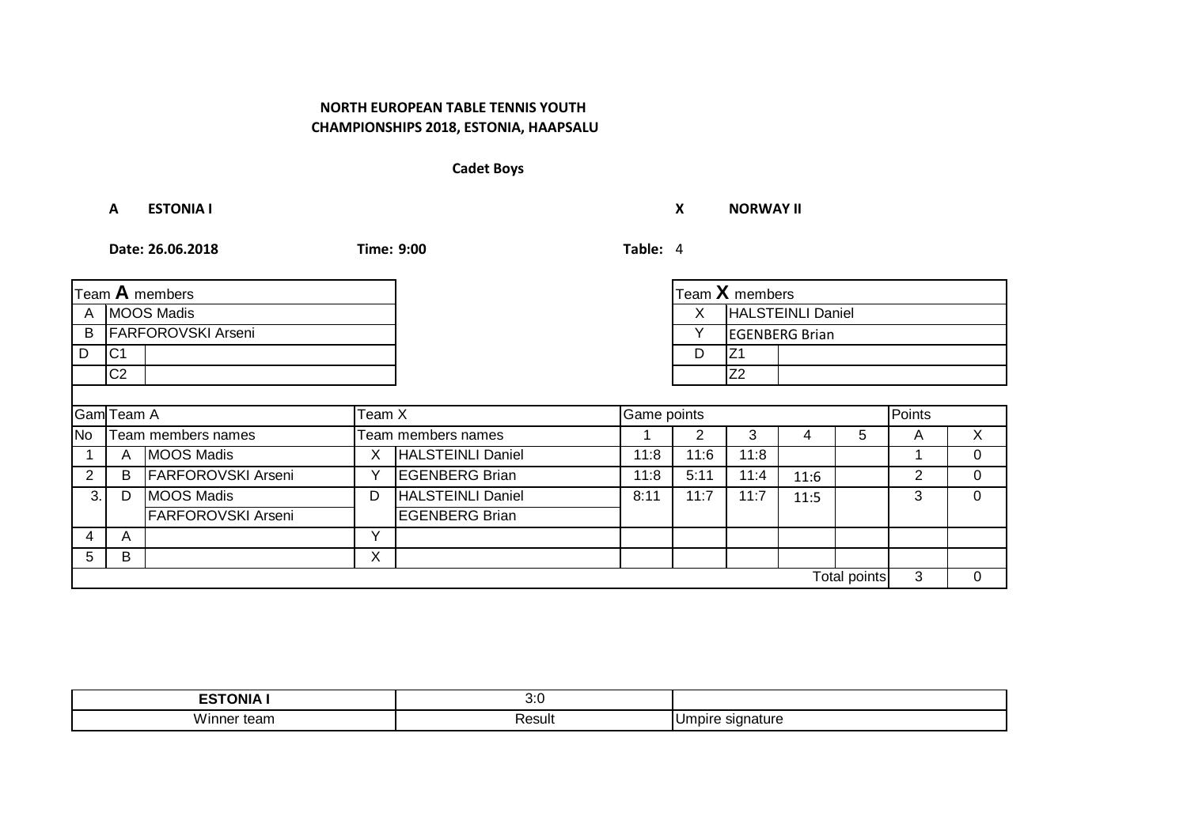**NORTH EUROPEAN TABLE TENNIS YOUTH CHAMPIONSHIPS 2018, ESTONIA, HAAPSALU**

**Cadet Boys**

**A** **ESTONIA I** **X** **NORWAY II**

**Date: 26.06.2018** **Time: 9:00** **Table:** 4

| Team **A** members | | |
|---|---|---|
| A | MOOS Madis | |
| B | FARFOROVSKI Arseni | |
| D | C1 | |
| | C2 | |

| Team **X** members | | |
|---|---|---|
| X | HALSTEINLI Daniel | |
| Y | EGENBERG Brian | |
| D | Z1 | |
| | Z2 | |

| Gam | Team A | | Team X | | Game points | | | | | Points | |
|---|---|---|---|---|---|---|---|---|---|---|---|
| No | Team members names | | Team members names | | 1 | 2 | 3 | 4 | 5 | A | X |
| 1 | A | MOOS Madis | X | HALSTEINLI Daniel | 11:8 | 11:6 | 11:8 | | | 1 | 0 |
| 2 | B | FARFOROVSKI Arseni | Y | EGENBERG Brian | 11:8 | 5:11 | 11:4 | 11:6 | | 2 | 0 |
| 3. | D | MOOS Madis | D | HALSTEINLI Daniel | 8:11 | 11:7 | 11:7 | 11:5 | | 3 | 0 |
| | | FARFOROVSKI Arseni | | EGENBERG Brian | | | | | | | |
| 4 | A | | Y | | | | | | | | |
| 5 | B | | X | | | | | | | | |
| | | | | | | | | | Total points | 3 | 0 |

| ESTONIA I | 3:0 | |
|---|---|---|
| Winner team | Result | Umpire signature |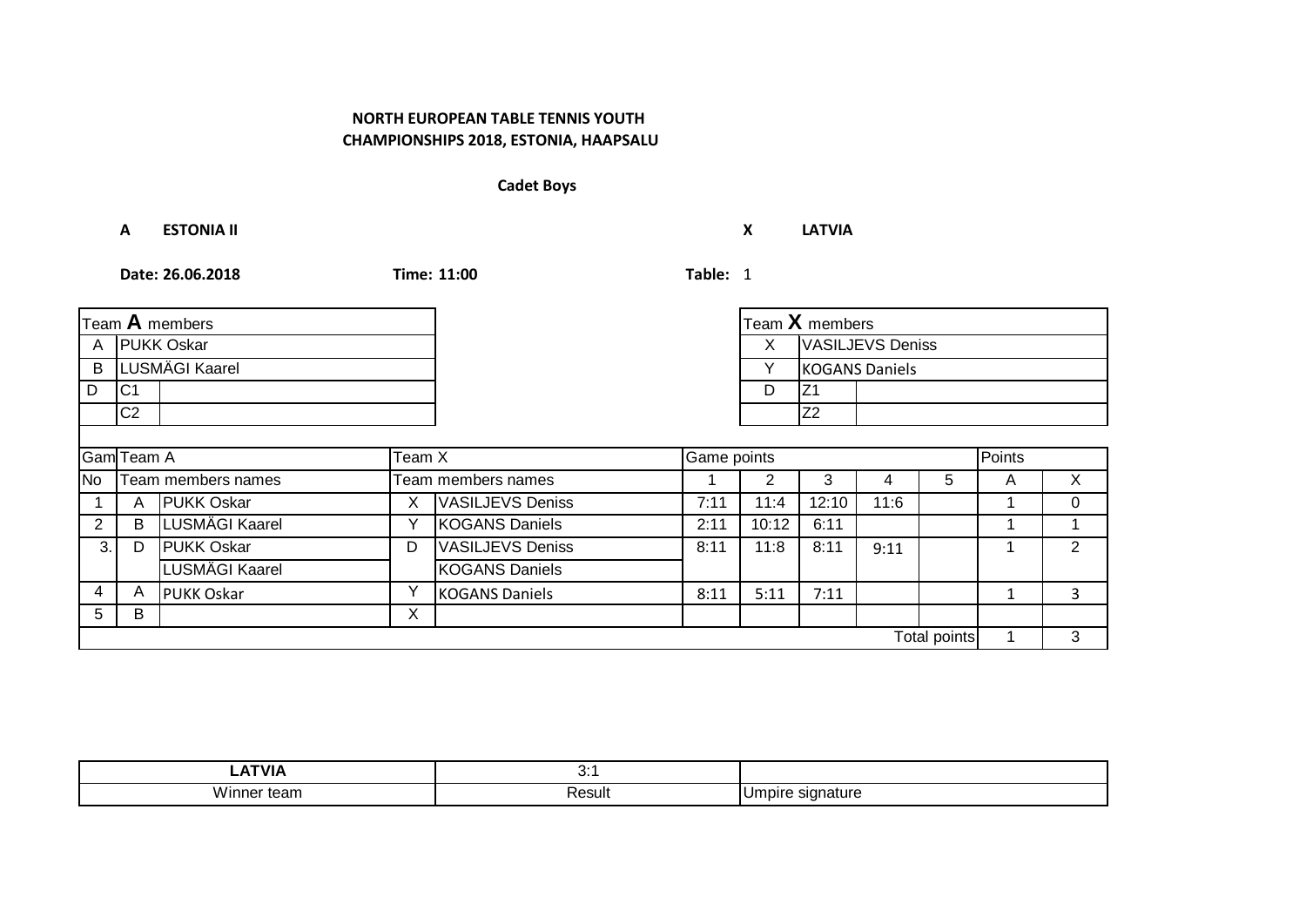**NORTH EUROPEAN TABLE TENNIS YOUTH CHAMPIONSHIPS 2018, ESTONIA, HAAPSALU**

**Cadet Boys**

**A ESTONIA II** **X LATVIA**

**Date: 26.06.2018** **Time: 11:00** **Table:** 1

| Team **A** members | | |
|---|---|---|
| A | PUKK Oskar | |
| B | LUSMÄGI Kaarel | |
| D | C1 | |
| | C2 | |

| Team **X** members | | |
|---|---|---|
| X | VASILJEVS Deniss | |
| Y | KOGANS Daniels | |
| D | Z1 | |
| | Z2 | |

| Gam | Team A | | Team X | | Game points | | | | | Points | |
|---|---|---|---|---|---|---|---|---|---|---|---|
| No | Team members names | | Team members names | | 1 | 2 | 3 | 4 | 5 | A | X |
| 1 | A | PUKK Oskar | X | VASILJEVS Deniss | 7:11 | 11:4 | 12:10 | 11:6 | | 1 | 0 |
| 2 | B | LUSMÄGI Kaarel | Y | KOGANS Daniels | 2:11 | 10:12 | 6:11 | | | 1 | 1 |
| 3. | D | PUKK Oskar | D | VASILJEVS Deniss | 8:11 | 11:8 | 8:11 | 9:11 | | 1 | 2 |
| | | LUSMÄGI Kaarel | | KOGANS Daniels | | | | | | | |
| 4 | A | PUKK Oskar | Y | KOGANS Daniels | 8:11 | 5:11 | 7:11 | | | 1 | 3 |
| 5 | B | | X | | | | | | | | |
| | | | | | | | | | Total points | 1 | 3 |

| LATVIA | 3:1 | |
|---|---|---|
| Winner team | Result | Umpire signature |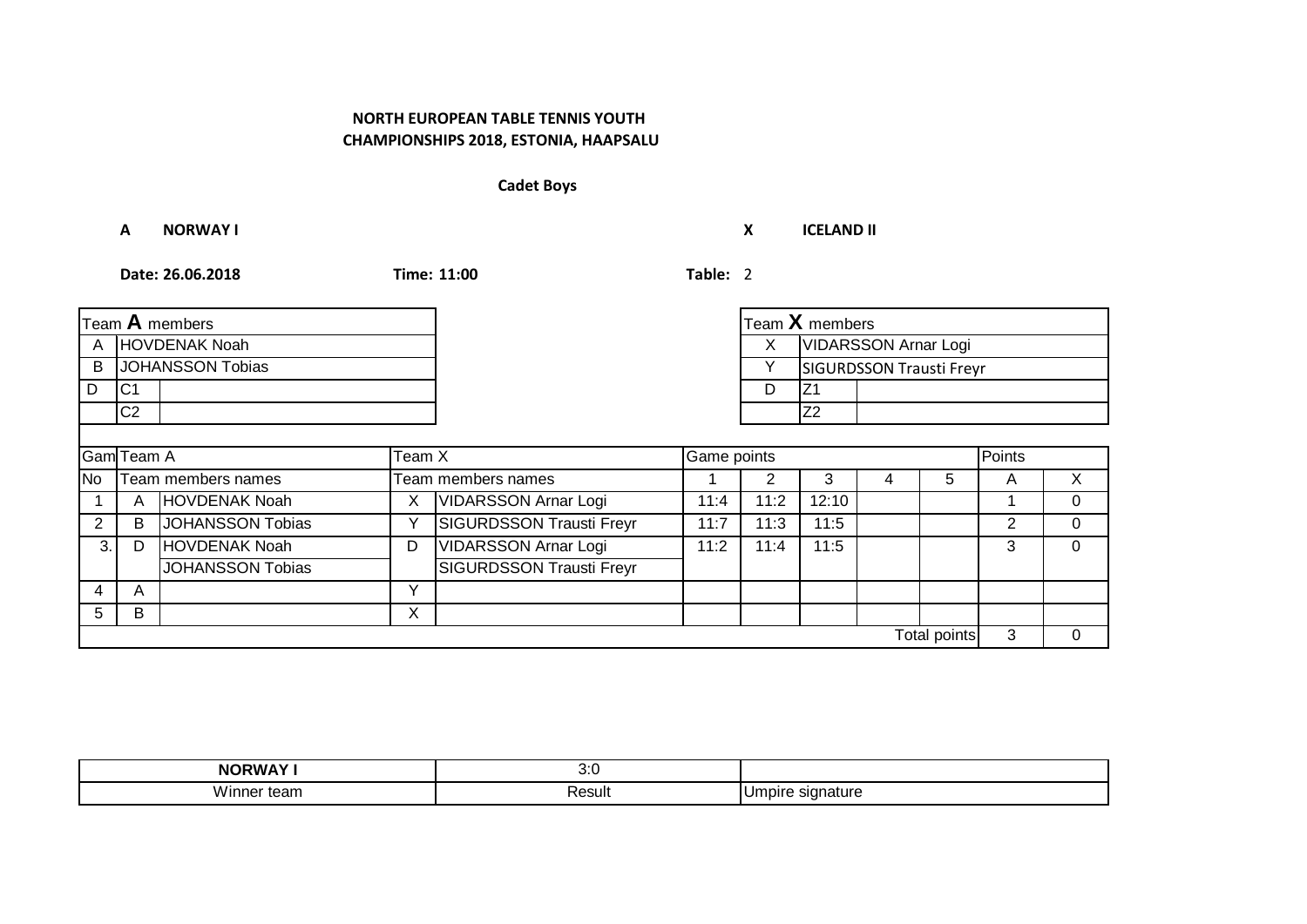**NORTH EUROPEAN TABLE TENNIS YOUTH CHAMPIONSHIPS 2018, ESTONIA, HAAPSALU**

**Cadet Boys**

**A NORWAY I** **X ICELAND II**

**Date: 26.06.2018** **Time: 11:00** **Table:** 2

| Team **A** members | | |
|---|---|---|
| A | HOVDENAK Noah | |
| B | JOHANSSON Tobias | |
| D | C1 | |
| | C2 | |

| Team **X** members | | |
|---|---|---|
| X | VIDARSSON Arnar Logi | |
| Y | SIGURDSSON Trausti Freyr | |
| D | Z1 | |
| | Z2 | |

| Gam | Team A | | Team X | | Game points | | | | | Points | |
|---|---|---|---|---|---|---|---|---|---|---|---|
| No | Team members names | | Team members names | | 1 | 2 | 3 | 4 | 5 | A | X |
| 1 | A | HOVDENAK Noah | X | VIDARSSON Arnar Logi | 11:4 | 11:2 | 12:10 | | | 1 | 0 |
| 2 | B | JOHANSSON Tobias | Y | SIGURDSSON Trausti Freyr | 11:7 | 11:3 | 11:5 | | | 2 | 0 |
| 3. | D | HOVDENAK Noah | D | VIDARSSON Arnar Logi | 11:2 | 11:4 | 11:5 | | | 3 | 0 |
| | | JOHANSSON Tobias | | SIGURDSSON Trausti Freyr | | | | | | | |
| 4 | A | | Y | | | | | | | | |
| 5 | B | | X | | | | | | | | |
| | | | | | | | | | Total points | 3 | 0 |

| NORWAY I | 3:0 | |
|---|---|---|
| Winner team | Result | Umpire signature |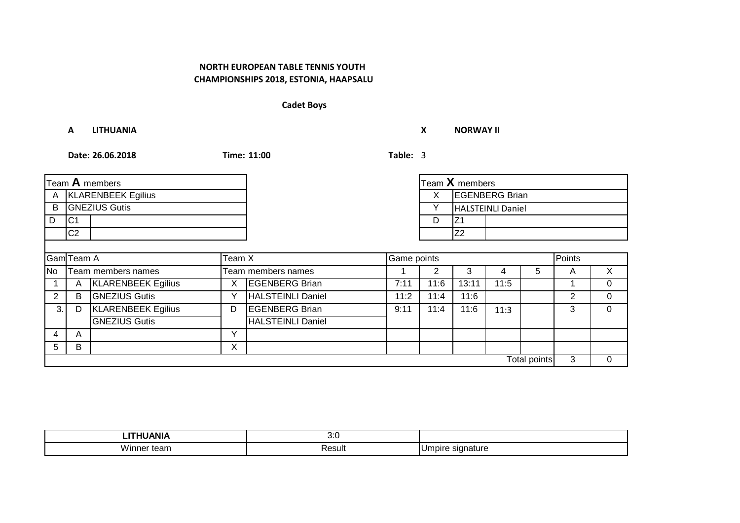**NORTH EUROPEAN TABLE TENNIS YOUTH CHAMPIONSHIPS 2018, ESTONIA, HAAPSALU**

**Cadet Boys**

**A LITHUANIA** **X NORWAY II**

**Date: 26.06.2018** **Time: 11:00** **Table:** 3

| Team **A** members | | |
|---|---|---|
| A | KLARENBEEK Egilius | |
| B | GNEZIUS Gutis | |
| D | C1 | |
| | C2 | |

| Team **X** members | | |
|---|---|---|
| X | EGENBERG Brian | |
| Y | HALSTEINLI Daniel | |
| D | Z1 | |
| | Z2 | |

| Gam | Team A | | Team X | | Game points | | | | | Points | |
|---|---|---|---|---|---|---|---|---|---|---|---|
| No | Team members names | | Team members names | | 1 | 2 | 3 | 4 | 5 | A | X |
| 1 | A | KLARENBEEK Egilius | X | EGENBERG Brian | 7:11 | 11:6 | 13:11 | 11:5 | | 1 | 0 |
| 2 | B | GNEZIUS Gutis | Y | HALSTEINLI Daniel | 11:2 | 11:4 | 11:6 | | | 2 | 0 |
| 3. | D | KLARENBEEK Egilius | D | EGENBERG Brian | 9:11 | 11:4 | 11:6 | 11:3 | | 3 | 0 |
| | | GNEZIUS Gutis | | HALSTEINLI Daniel | | | | | | | |
| 4 | A | | Y | | | | | | | | |
| 5 | B | | X | | | | | | | | |
| | | | | | | | | | Total points | 3 | 0 |

| LITHUANIA | 3:0 | |
|---|---|---|
| Winner team | Result | Umpire signature |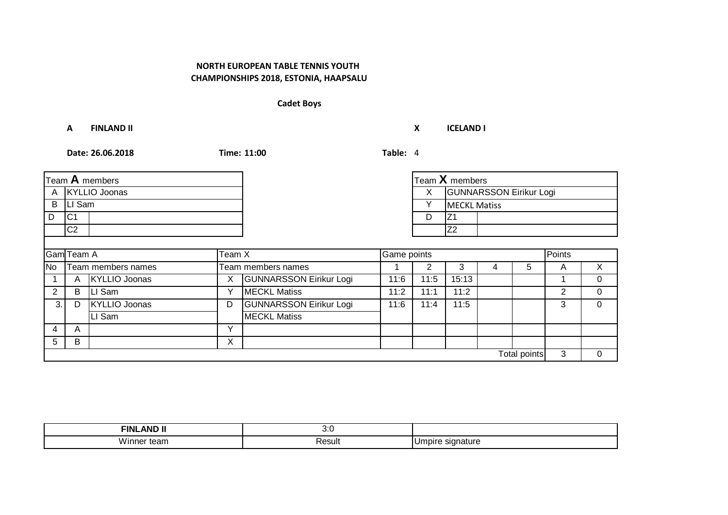**NORTH EUROPEAN TABLE TENNIS YOUTH CHAMPIONSHIPS 2018, ESTONIA, HAAPSALU**

**Cadet Boys**

**A FINLAND II** | **X ICELAND I**

**Date: 26.06.2018** | **Time: 11:00** | **Table:** 4

| Team **A** members | |
|---|---|
| A | KYLLIO Joonas |
| B | LI Sam |
| D | C1 |
| | C2 |

| Team **X** members | |
|---|---|
| X | GUNNARSSON Eirikur Logi |
| Y | MECKL Matiss |
| D | Z1 |
| | Z2 |

| Gam | Team A | | Team X | | Game points | | | | | Points | |
|---|---|---|---|---|---|---|---|---|---|---|---|
| No | Team members names | | Team members names | | 1 | 2 | 3 | 4 | 5 | A | X |
| 1 | A | KYLLIO Joonas | X | GUNNARSSON Eirikur Logi | 11:6 | 11:5 | 15:13 | | | 1 | 0 |
| 2 | B | LI Sam | Y | MECKL Matiss | 11:2 | 11:1 | 11:2 | | | 2 | 0 |
| 3. | D | KYLLIO Joonas | D | GUNNARSSON Eirikur Logi | 11:6 | 11:4 | 11:5 | | | 3 | 0 |
| | | LI Sam | | MECKL Matiss | | | | | | | |
| 4 | A | | Y | | | | | | | | |
| 5 | B | | X | | | | | | | | |
| | | | | | | | | | Total points | 3 | 0 |

| FINLAND II | 3:0 | |
|---|---|---|
| Winner team | Result | Umpire signature |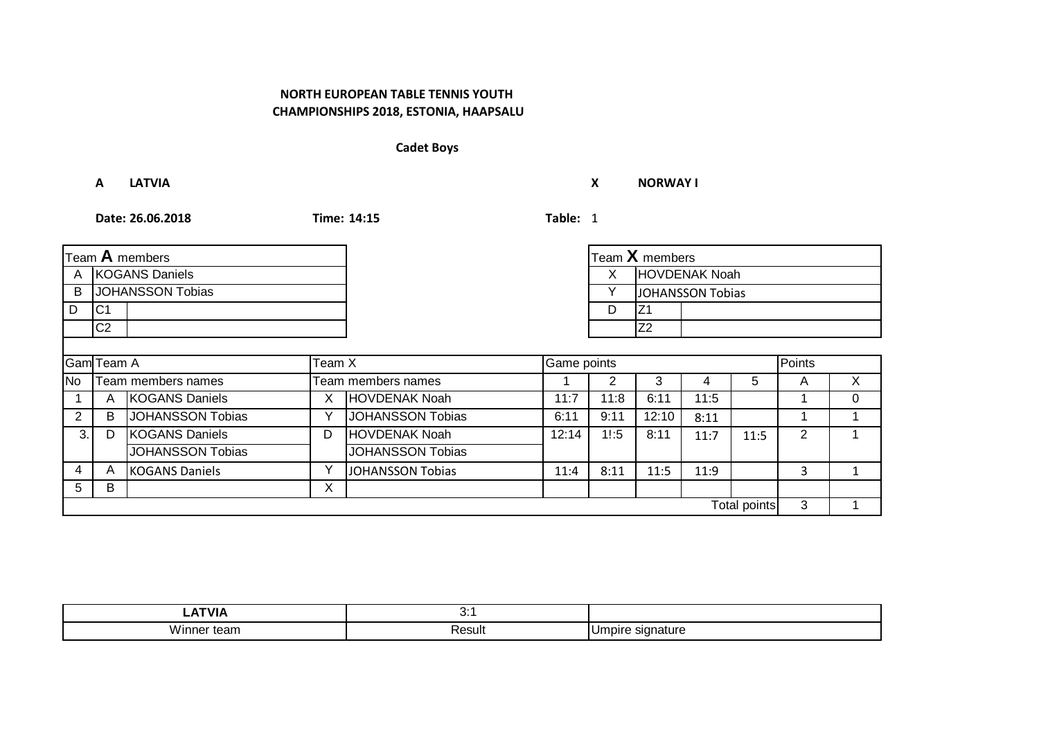**NORTH EUROPEAN TABLE TENNIS YOUTH CHAMPIONSHIPS 2018, ESTONIA, HAAPSALU**

**Cadet Boys**

**A** **LATVIA** **X** **NORWAY I**

**Date: 26.06.2018** **Time: 14:15** **Table:** 1

| Team **A** members | | |
|---|---|---|
| A | KOGANS Daniels | |
| B | JOHANSSON Tobias | |
| D | C1 | |
| | C2 | |

| Team **X** members | | |
|---|---|---|
| X | HOVDENAK Noah | |
| Y | JOHANSSON Tobias | |
| D | Z1 | |
| | Z2 | |

| Gam | Team A | | Team X | | Game points | | | | | Points | |
|---|---|---|---|---|---|---|---|---|---|---|---|
| No | Team members names | | Team members names | | 1 | 2 | 3 | 4 | 5 | A | X |
| 1 | A | KOGANS Daniels | X | HOVDENAK Noah | 11:7 | 11:8 | 6:11 | 11:5 | | 1 | 0 |
| 2 | B | JOHANSSON Tobias | Y | JOHANSSON Tobias | 6:11 | 9:11 | 12:10 | 8:11 | | 1 | 1 |
| 3. | D | KOGANS Daniels | D | HOVDENAK Noah | 12:14 | 1!:5 | 8:11 | 11:7 | 11:5 | 2 | 1 |
| | | JOHANSSON Tobias | | JOHANSSON Tobias | | | | | | | |
| 4 | A | KOGANS Daniels | Y | JOHANSSON Tobias | 11:4 | 8:11 | 11:5 | 11:9 | | 3 | 1 |
| 5 | B | | X | | | | | | | | |
| | | | | | | | | | Total points | 3 | 1 |

| LATVIA | 3:1 | |
|---|---|---|
| Winner team | Result | Umpire signature |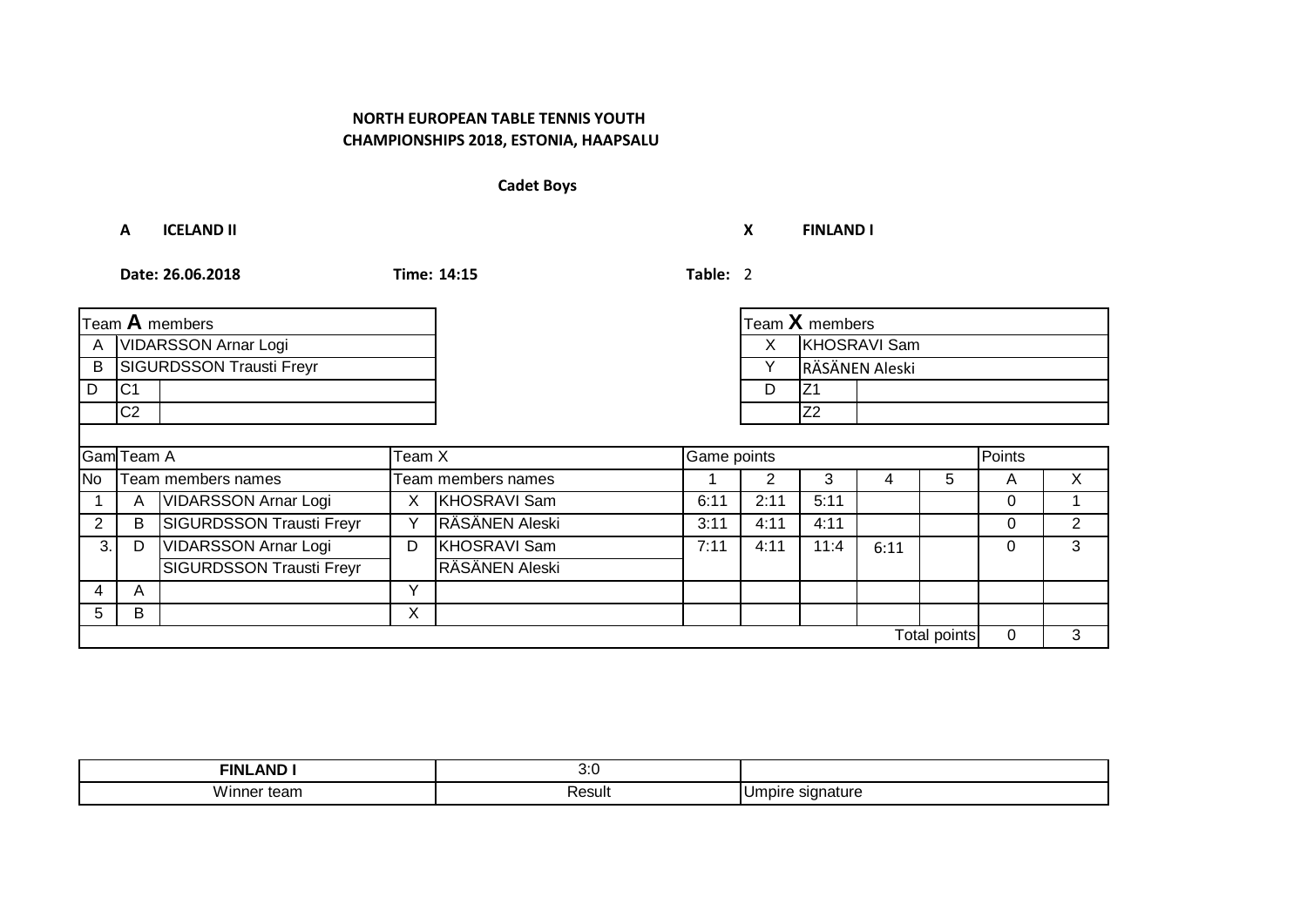**NORTH EUROPEAN TABLE TENNIS YOUTH CHAMPIONSHIPS 2018, ESTONIA, HAAPSALU**

**Cadet Boys**

**A ICELAND II** **X FINLAND I**

**Date: 26.06.2018** **Time: 14:15** **Table:** 2

| Team **A** members | | |
|---|---|---|
| A | VIDARSSON Arnar Logi | |
| B | SIGURDSSON Trausti Freyr | |
| D | C1 | |
| | C2 | |

| Team **X** members | | |
|---|---|---|
| X | KHOSRAVI Sam | |
| Y | RÄSÄNEN Aleski | |
| D | Z1 | |
| | Z2 | |

| Gam | Team A | | Team X | | Game points | | | | | Points | |
|---|---|---|---|---|---|---|---|---|---|---|---|
| No | Team members names | | Team members names | | 1 | 2 | 3 | 4 | 5 | A | X |
| 1 | A | VIDARSSON Arnar Logi | X | KHOSRAVI Sam | 6:11 | 2:11 | 5:11 | | | 0 | 1 |
| 2 | B | SIGURDSSON Trausti Freyr | Y | RÄSÄNEN Aleski | 3:11 | 4:11 | 4:11 | | | 0 | 2 |
| 3. | D | VIDARSSON Arnar Logi<br>SIGURDSSON Trausti Freyr | D | KHOSRAVI Sam<br>RÄSÄNEN Aleski | 7:11 | 4:11 | 11:4 | 6:11 | | 0 | 3 |
| 4 | A | | Y | | | | | | | | |
| 5 | B | | X | | | | | | | | |
| | | | | | | | | | Total points | 0 | 3 |

| FINLAND I | 3:0 | |
|---|---|---|
| Winner team | Result | Umpire signature |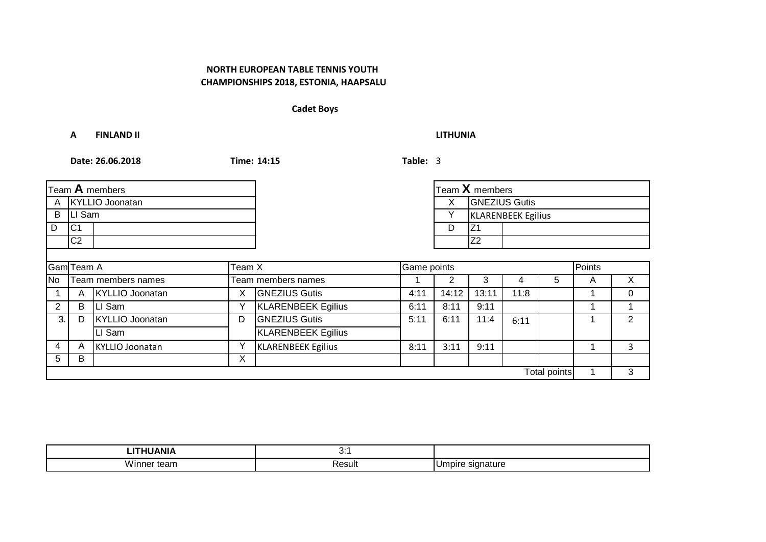**NORTH EUROPEAN TABLE TENNIS YOUTH CHAMPIONSHIPS 2018, ESTONIA, HAAPSALU**

**Cadet Boys**

**A FINLAND II** **LITHUNIA**

**Date: 26.06.2018** **Time: 14:15** **Table:** 3

| Team **A** members | | |
|---|---|---|
| A | KYLLIO Joonatan | |
| B | LI Sam | |
| D | C1 | |
| | C2 | |

| Team **X** members | | |
|---|---|---|
| X | GNEZIUS Gutis | |
| Y | KLARENBEEK Egilius | |
| D | Z1 | |
| | Z2 | |

| Gam No | Team A | | Team X | | Game points | | | | | Points | |
|---|---|---|---|---|---|---|---|---|---|---|---|
| | Team members names | | Team members names | | 1 | 2 | 3 | 4 | 5 | A | X |
| 1 | A | KYLLIO Joonatan | X | GNEZIUS Gutis | 4:11 | 14:12 | 13:11 | 11:8 | | 1 | 0 |
| 2 | B | LI Sam | Y | KLARENBEEK Egilius | 6:11 | 8:11 | 9:11 | | | 1 | 1 |
| 3. | D | KYLLIO Joonatan | D | GNEZIUS Gutis | 5:11 | 6:11 | 11:4 | 6:11 | | 1 | 2 |
| | | LI Sam | | KLARENBEEK Egilius | | | | | | | |
| 4 | A | KYLLIO Joonatan | Y | KLARENBEEK Egilius | 8:11 | 3:11 | 9:11 | | | 1 | 3 |
| 5 | B | | X | | | | | | | | |
| | | | | | | | | | Total points | 1 | 3 |

| LITHUANIA | 3:1 | |
|---|---|---|
| Winner team | Result | Umpire signature |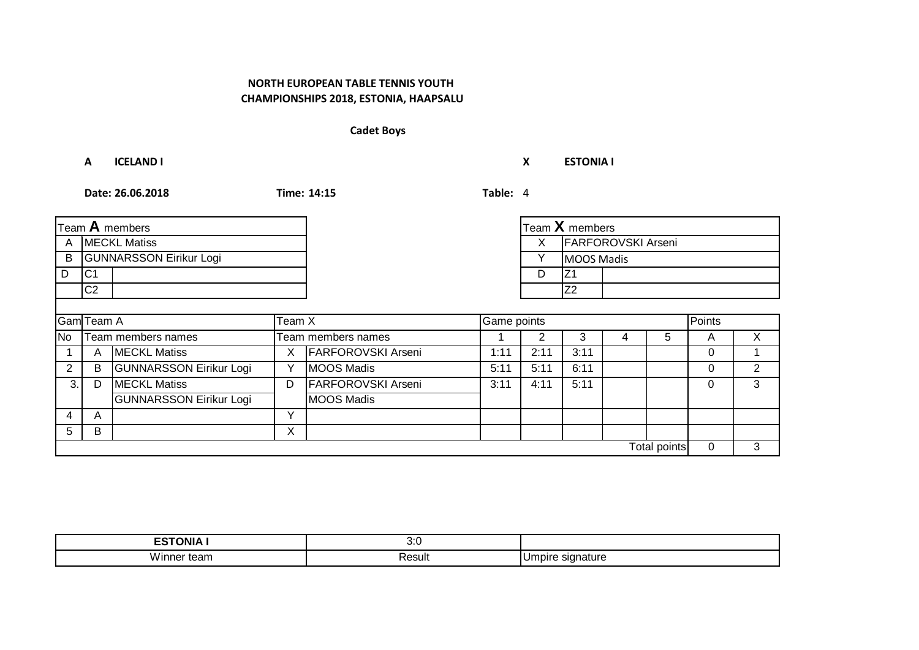**NORTH EUROPEAN TABLE TENNIS YOUTH CHAMPIONSHIPS 2018, ESTONIA, HAAPSALU**

**Cadet Boys**

**A** **ICELAND I** **X** **ESTONIA I**

**Date: 26.06.2018** **Time: 14:15** **Table:** 4

| Team **A** members | |
|---|---|
| A | MECKL Matiss |
| B | GUNNARSSON Eirikur Logi |
| D | C1 |
| | C2 |

| Team **X** members | |
|---|---|
| X | FARFOROVSKI Arseni |
| Y | MOOS Madis |
| D | Z1 |
| | Z2 |

| Gam No | Team A | Team members names | Team X | Team members names | Game points 1 | 2 | 3 | 4 | 5 | Points A | X |
|---|---|---|---|---|---|---|---|---|---|---|---|
| 1 | A | MECKL Matiss | X | FARFOROVSKI Arseni | 1:11 | 2:11 | 3:11 | | | 0 | 1 |
| 2 | B | GUNNARSSON Eirikur Logi | Y | MOOS Madis | 5:11 | 5:11 | 6:11 | | | 0 | 2 |
| 3. | D | MECKL Matiss | D | FARFOROVSKI Arseni | 3:11 | 4:11 | 5:11 | | | 0 | 3 |
| | | GUNNARSSON Eirikur Logi | | MOOS Madis | | | | | | | |
| 4 | A | | Y | | | | | | | | |
| 5 | B | | X | | | | | | | | |
| | | | | | | | | | Total points | 0 | 3 |

| ESTONIA I | 3:0 | |
|---|---|---|
| Winner team | Result | Umpire signature |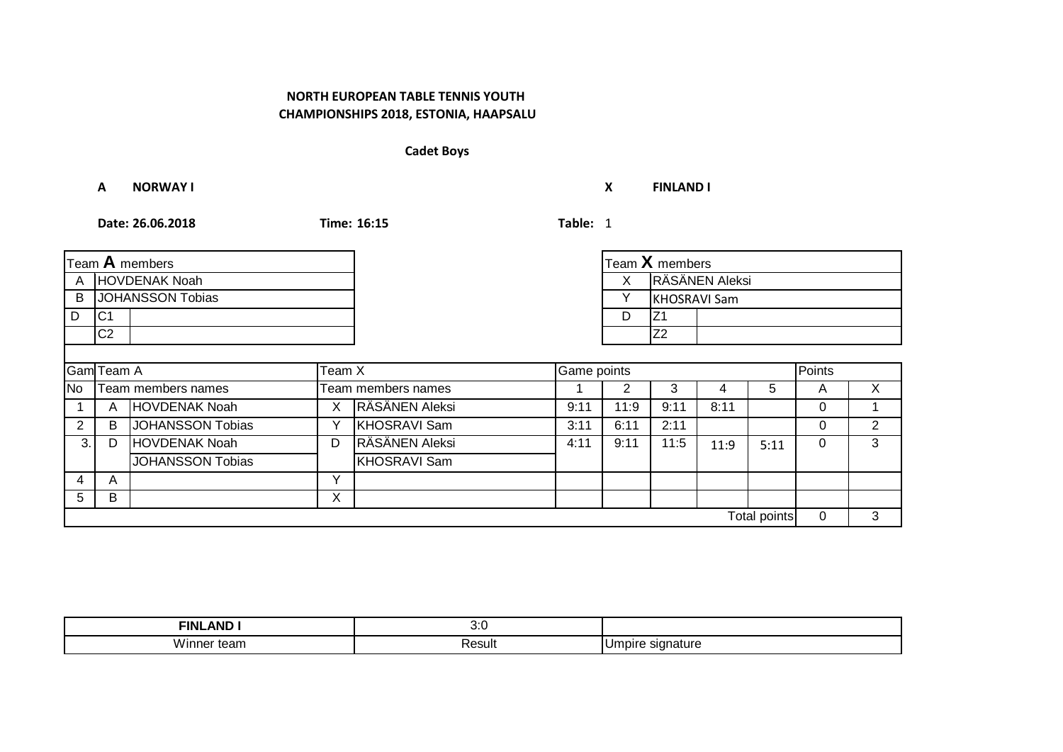**NORTH EUROPEAN TABLE TENNIS YOUTH CHAMPIONSHIPS 2018, ESTONIA, HAAPSALU**

**Cadet Boys**

**A NORWAY I** **X FINLAND I**

**Date: 26.06.2018** **Time: 16:15** **Table:** 1

| Team **A** members | |
|---|---|
| A | HOVDENAK Noah |
| B | JOHANSSON Tobias |
| D | C1 |
| | C2 |

| Team **X** members | |
|---|---|
| X | RÄSÄNEN Aleksi |
| Y | KHOSRAVI Sam |
| D | Z1 |
| | Z2 |

| Gam No | Team A | Team members names | Team X | Team members names | Game points 1 | 2 | 3 | 4 | 5 | Points A | X |
|---|---|---|---|---|---|---|---|---|---|---|---|
| 1 | A | HOVDENAK Noah | X | RÄSÄNEN Aleksi | 9:11 | 11:9 | 9:11 | 8:11 | | 0 | 1 |
| 2 | B | JOHANSSON Tobias | Y | KHOSRAVI Sam | 3:11 | 6:11 | 2:11 | | | 0 | 2 |
| 3. | D | HOVDENAK Noah | D | RÄSÄNEN Aleksi | 4:11 | 9:11 | 11:5 | 11:9 | 5:11 | 0 | 3 |
| | | JOHANSSON Tobias | | KHOSRAVI Sam | | | | | | | |
| 4 | A | | Y | | | | | | | | |
| 5 | B | | X | | | | | | | | |
| | | | | | | | | | Total points | 0 | 3 |

| FINLAND I | 3:0 | |
|---|---|---|
| Winner team | Result | Umpire signature |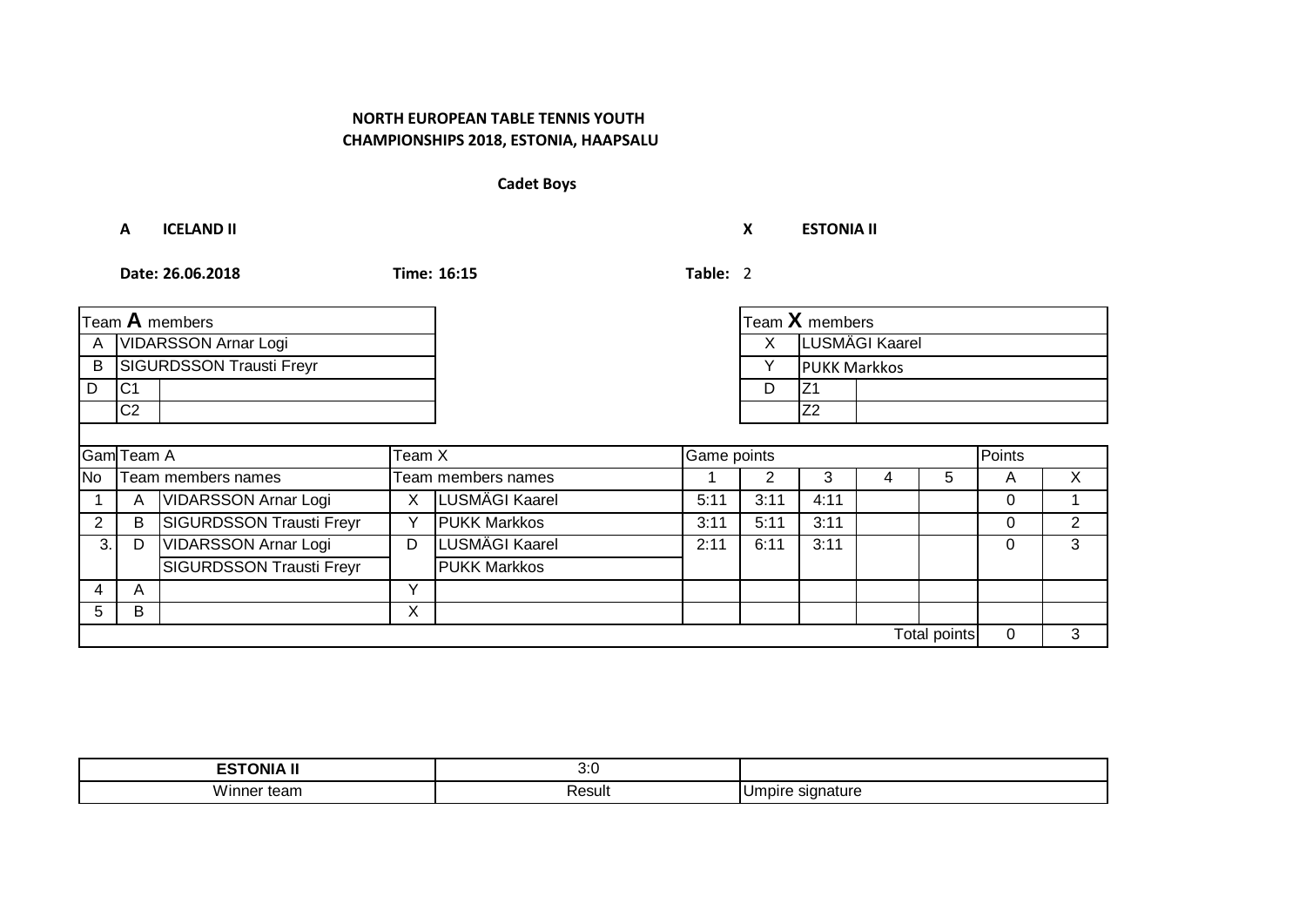**NORTH EUROPEAN TABLE TENNIS YOUTH CHAMPIONSHIPS 2018, ESTONIA, HAAPSALU**

**Cadet Boys**

**A ICELAND II** **X ESTONIA II**

**Date: 26.06.2018** **Time: 16:15** **Table:** 2

| Team **A** members | |
|---|---|
| A | VIDARSSON Arnar Logi |
| B | SIGURDSSON Trausti Freyr |
| D | C1 |
| | C2 |

| Team **X** members | |
|---|---|
| X | LUSMÄGI Kaarel |
| Y | PUKK Markkos |
| D | Z1 |
| | Z2 |

| Gam No | Team A | Team members names | Team X | Team members names | Game points 1 | 2 | 3 | 4 | 5 | Points A | X |
|---|---|---|---|---|---|---|---|---|---|---|---|
| 1 | A | VIDARSSON Arnar Logi | X | LUSMÄGI Kaarel | 5:11 | 3:11 | 4:11 | | | 0 | 1 |
| 2 | B | SIGURDSSON Trausti Freyr | Y | PUKK Markkos | 3:11 | 5:11 | 3:11 | | | 0 | 2 |
| 3. | D | VIDARSSON Arnar Logi | D | LUSMÄGI Kaarel | 2:11 | 6:11 | 3:11 | | | 0 | 3 |
| | | SIGURDSSON Trausti Freyr | | PUKK Markkos | | | | | | | |
| 4 | A | | Y | | | | | | | | |
| 5 | B | | X | | | | | | | | |
| | | | | | | | | | Total points | 0 | 3 |

| **ESTONIA II** | 3:0 | |
|---|---|---|
| Winner team | Result | Umpire signature |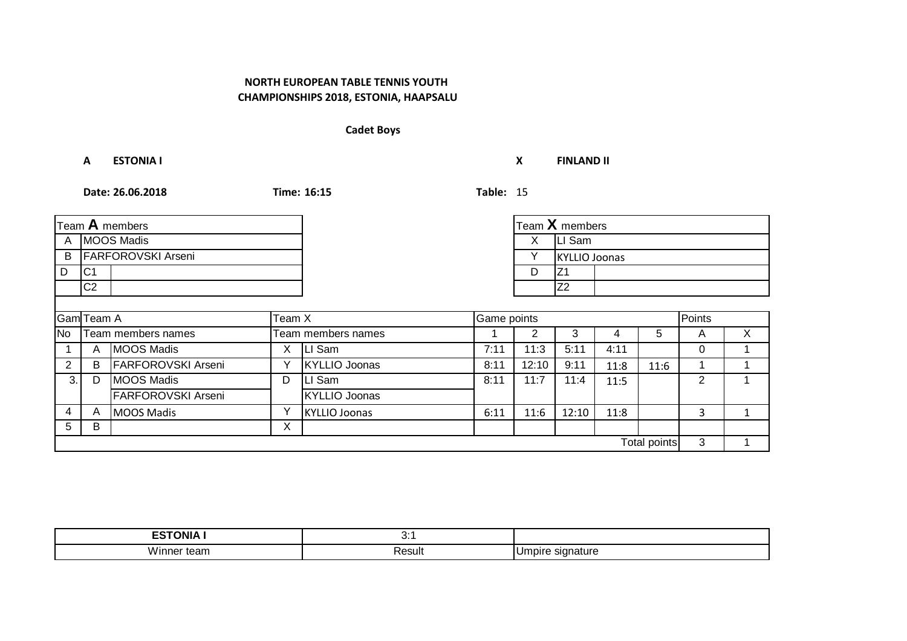**NORTH EUROPEAN TABLE TENNIS YOUTH CHAMPIONSHIPS 2018, ESTONIA, HAAPSALU**

**Cadet Boys**

**A** **ESTONIA I** **X** **FINLAND II**

**Date: 26.06.2018** **Time: 16:15** **Table:** 15

| Team **A** members | |
|---|---|
| A | MOOS Madis |
| B | FARFOROVSKI Arseni |
| D | C1 |
| | C2 |

| Team **X** members | |
|---|---|
| X | LI Sam |
| Y | KYLLIO Joonas |
| D | Z1 |
| | Z2 |

| Gam No | Team A | Team members names | Team X | Team members names | Game points 1 | 2 | 3 | 4 | 5 | Points A | X |
|---|---|---|---|---|---|---|---|---|---|---|---|
| 1 | A | MOOS Madis | X | LI Sam | 7:11 | 11:3 | 5:11 | 4:11 | | 0 | 1 |
| 2 | B | FARFOROVSKI Arseni | Y | KYLLIO Joonas | 8:11 | 12:10 | 9:11 | 11:8 | 11:6 | 1 | 1 |
| 3. | D | MOOS Madis<br>FARFOROVSKI Arseni | D | LI Sam<br>KYLLIO Joonas | 8:11 | 11:7 | 11:4 | 11:5 | | 2 | 1 |
| 4 | A | MOOS Madis | Y | KYLLIO Joonas | 6:11 | 11:6 | 12:10 | 11:8 | | 3 | 1 |
| 5 | B | | X | | | | | | | | |
| | | | | | | | | | Total points | 3 | 1 |

| ESTONIA I | 3:1 | |
|---|---|---|
| Winner team | Result | Umpire signature |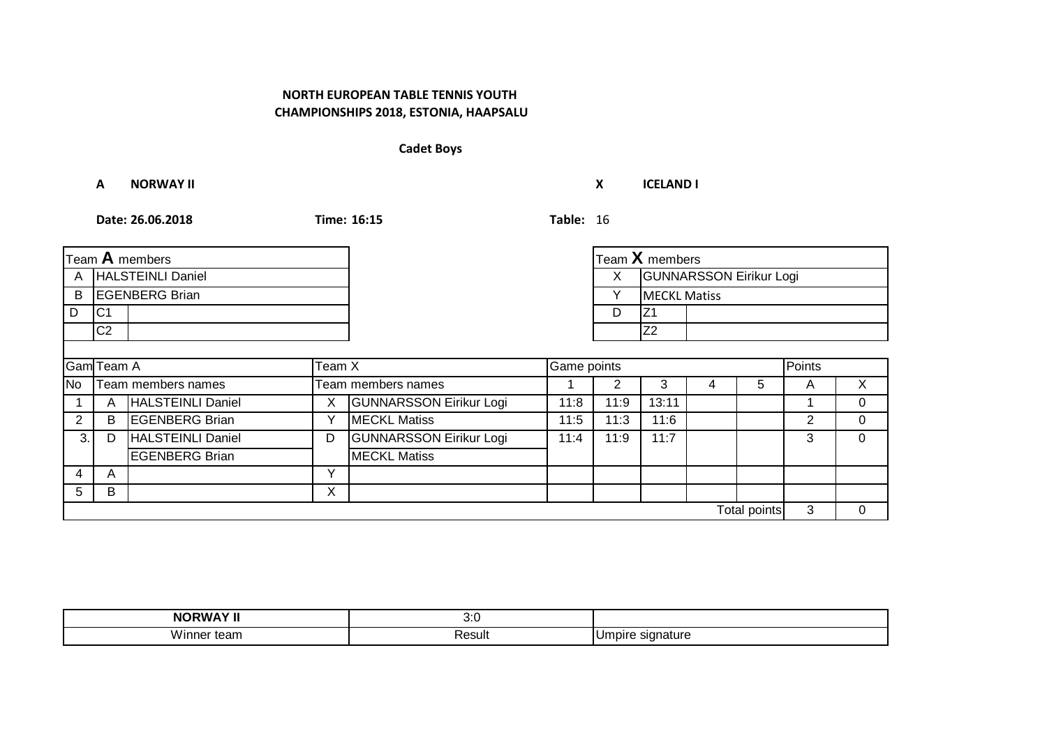**NORTH EUROPEAN TABLE TENNIS YOUTH CHAMPIONSHIPS 2018, ESTONIA, HAAPSALU**

**Cadet Boys**

**A NORWAY II** **X ICELAND I**

**Date: 26.06.2018** **Time: 16:15** **Table:** 16

| Team **A** members | | |
|---|---|---|
| A | HALSTEINLI Daniel | |
| B | EGENBERG Brian | |
| D | C1 | |
| | C2 | |

| Team **X** members | | |
|---|---|---|
| X | GUNNARSSON Eirikur Logi | |
| Y | MECKL Matiss | |
| D | Z1 | |
| | Z2 | |

| Gam | Team A | | Team X | | Game points | | | | | Points | |
|---|---|---|---|---|---|---|---|---|---|---|---|
| No | Team members names | | Team members names | | 1 | 2 | 3 | 4 | 5 | A | X |
| 1 | A | HALSTEINLI Daniel | X | GUNNARSSON Eirikur Logi | 11:8 | 11:9 | 13:11 | | | 1 | 0 |
| 2 | B | EGENBERG Brian | Y | MECKL Matiss | 11:5 | 11:3 | 11:6 | | | 2 | 0 |
| 3. | D | HALSTEINLI Daniel | D | GUNNARSSON Eirikur Logi | 11:4 | 11:9 | 11:7 | | | 3 | 0 |
| | | EGENBERG Brian | | MECKL Matiss | | | | | | | |
| 4 | A | | Y | | | | | | | | |
| 5 | B | | X | | | | | | | | |
| | | | | | | | | | Total points | 3 | 0 |

| NORWAY II | 3:0 | |
|---|---|---|
| Winner team | Result | Umpire signature |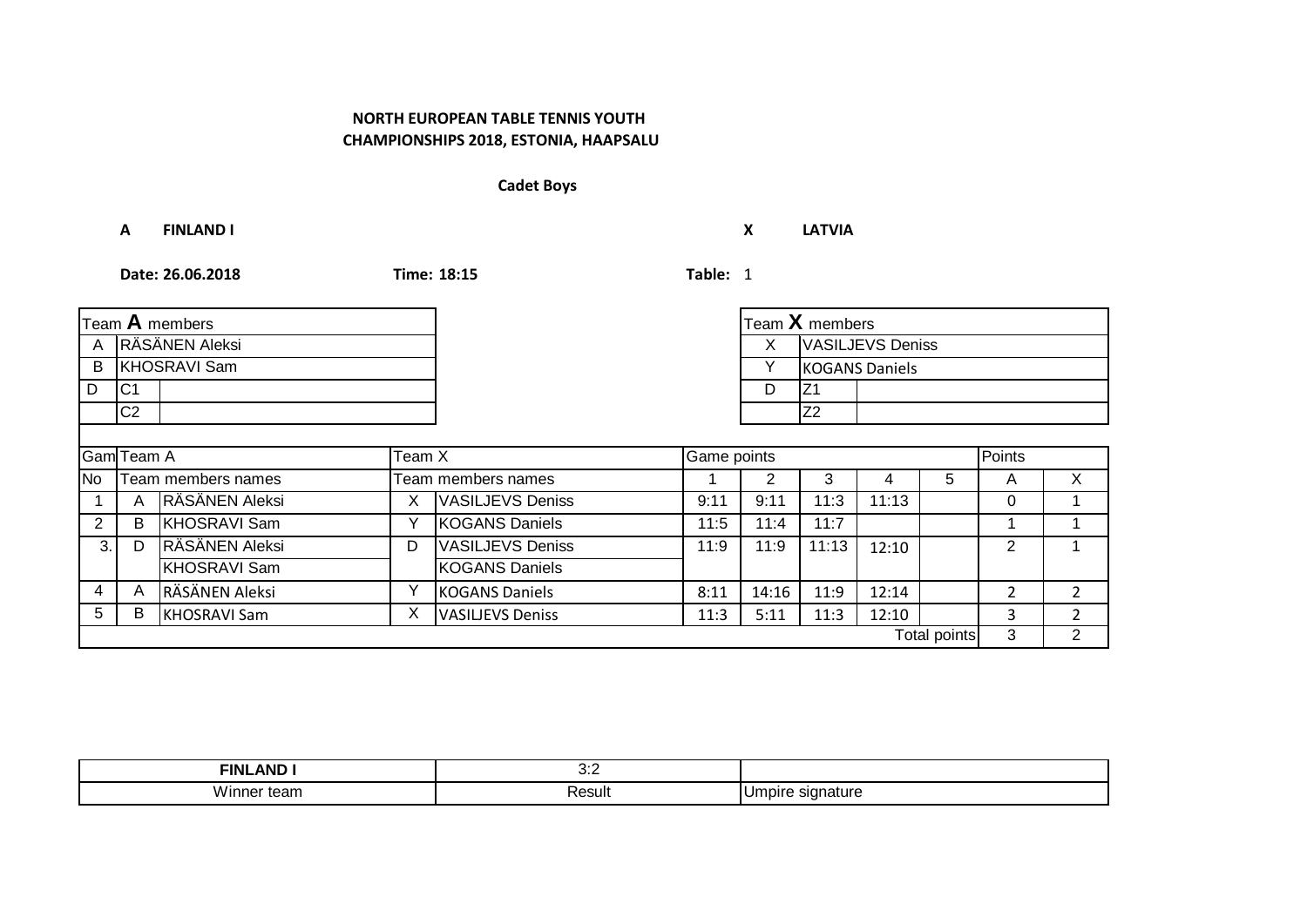**NORTH EUROPEAN TABLE TENNIS YOUTH CHAMPIONSHIPS 2018, ESTONIA, HAAPSALU**

**Cadet Boys**

**A** **FINLAND I** **X** **LATVIA**

**Date: 26.06.2018** **Time: 18:15** **Table:** 1

| Team **A** members | |
|---|---|
| A | RÄSÄNEN Aleksi |
| B | KHOSRAVI Sam |
| D | C1 |
| | C2 |

| Team **X** members | |
|---|---|
| X | VASILJEVS Deniss |
| Y | KOGANS Daniels |
| D | Z1 |
| | Z2 |

| Gam No | Team A | Team members names | Team X | Team members names | Game points 1 | 2 | 3 | 4 | 5 | Points A | X |
|---|---|---|---|---|---|---|---|---|---|---|---|
| 1 | A | RÄSÄNEN Aleksi | X | VASILJEVS Deniss | 9:11 | 9:11 | 11:3 | 11:13 | | 0 | 1 |
| 2 | B | KHOSRAVI Sam | Y | KOGANS Daniels | 11:5 | 11:4 | 11:7 | | | 1 | 1 |
| 3. | D | RÄSÄNEN Aleksi | D | VASILJEVS Deniss | 11:9 | 11:9 | 11:13 | 12:10 | | 2 | 1 |
| | | KHOSRAVI Sam | | KOGANS Daniels | | | | | | | |
| 4 | A | RÄSÄNEN Aleksi | Y | KOGANS Daniels | 8:11 | 14:16 | 11:9 | 12:14 | | 2 | 2 |
| 5 | B | KHOSRAVI Sam | X | VASILJEVS Deniss | 11:3 | 5:11 | 11:3 | 12:10 | | 3 | 2 |
| | | | | | | | | | Total points | 3 | 2 |

| **FINLAND I** | 3:2 | |
|---|---|---|
| Winner team | Result | Umpire signature |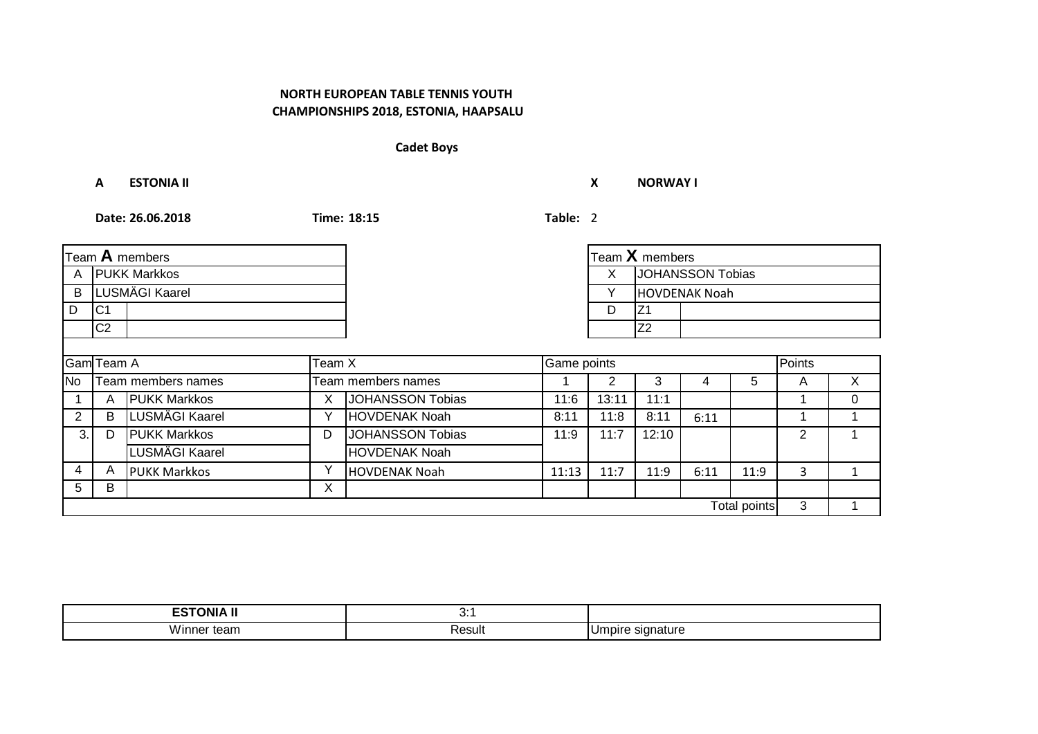**NORTH EUROPEAN TABLE TENNIS YOUTH CHAMPIONSHIPS 2018, ESTONIA, HAAPSALU**

**Cadet Boys**

**A** **ESTONIA II** **X** **NORWAY I**

**Date: 26.06.2018** **Time: 18:15** **Table:** 2

| Team **A** members | |
|---|---|
| A | PUKK Markkos |
| B | LUSMÄGI Kaarel |
| D | C1 |
| | C2 |

| Team **X** members | |
|---|---|
| X | JOHANSSON Tobias |
| Y | HOVDENAK Noah |
| D | Z1 |
| | Z2 |

| Gam | Team A | | Team X | | Game points | | | | | Points | |
|---|---|---|---|---|---|---|---|---|---|---|---|
| No | Team members names | | Team members names | | 1 | 2 | 3 | 4 | 5 | A | X |
| 1 | A | PUKK Markkos | X | JOHANSSON Tobias | 11:6 | 13:11 | 11:1 | | | 1 | 0 |
| 2 | B | LUSMÄGI Kaarel | Y | HOVDENAK Noah | 8:11 | 11:8 | 8:11 | 6:11 | | 1 | 1 |
| 3. | D | PUKK Markkos | D | JOHANSSON Tobias | 11:9 | 11:7 | 12:10 | | | 2 | 1 |
| | | LUSMÄGI Kaarel | | HOVDENAK Noah | | | | | | | |
| 4 | A | PUKK Markkos | Y | HOVDENAK Noah | 11:13 | 11:7 | 11:9 | 6:11 | 11:9 | 3 | 1 |
| 5 | B | | X | | | | | | | | |
| | | | | | | | | | Total points | 3 | 1 |

| ESTONIA II | 3:1 | |
|---|---|---|
| Winner team | Result | Umpire signature |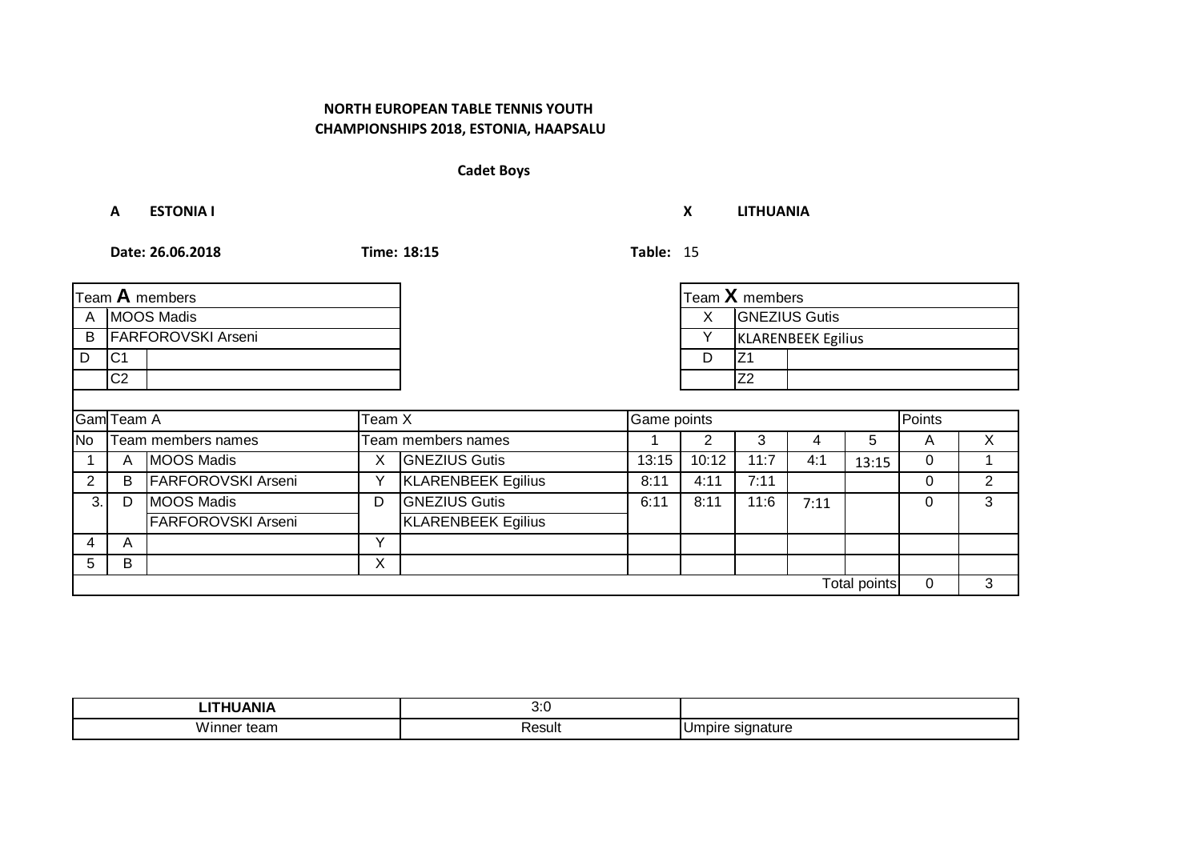**NORTH EUROPEAN TABLE TENNIS YOUTH CHAMPIONSHIPS 2018, ESTONIA, HAAPSALU**

**Cadet Boys**

**A ESTONIA I** **X LITHUANIA**

**Date: 26.06.2018** **Time: 18:15** **Table:** 15

| Team **A** members | | |
|---|---|---|
| A | MOOS Madis | |
| B | FARFOROVSKI Arseni | |
| D | C1 | |
| | C2 | |

| Team **X** members | | |
|---|---|---|
| X | GNEZIUS Gutis | |
| Y | KLARENBEEK Egilius | |
| D | Z1 | |
| | Z2 | |

| Gam No | Team A Team members names | | Team X Team members names | | Game points 1 | 2 | 3 | 4 | 5 | Points A | X |
|---|---|---|---|---|---|---|---|---|---|---|---|
| 1 | A | MOOS Madis | X | GNEZIUS Gutis | 13:15 | 10:12 | 11:7 | 4:1 | 13:15 | 0 | 1 |
| 2 | B | FARFOROVSKI Arseni | Y | KLARENBEEK Egilius | 8:11 | 4:11 | 7:11 | | | 0 | 2 |
| 3. | D | MOOS Madis / FARFOROVSKI Arseni | D | GNEZIUS Gutis / KLARENBEEK Egilius | 6:11 | 8:11 | 11:6 | 7:11 | | 0 | 3 |
| 4 | A | | Y | | | | | | | | |
| 5 | B | | X | | | | | | | | |
| | | | | | | | | | Total points | 0 | 3 |

| LITHUANIA | 3:0 | |
|---|---|---|
| Winner team | Result | Umpire signature |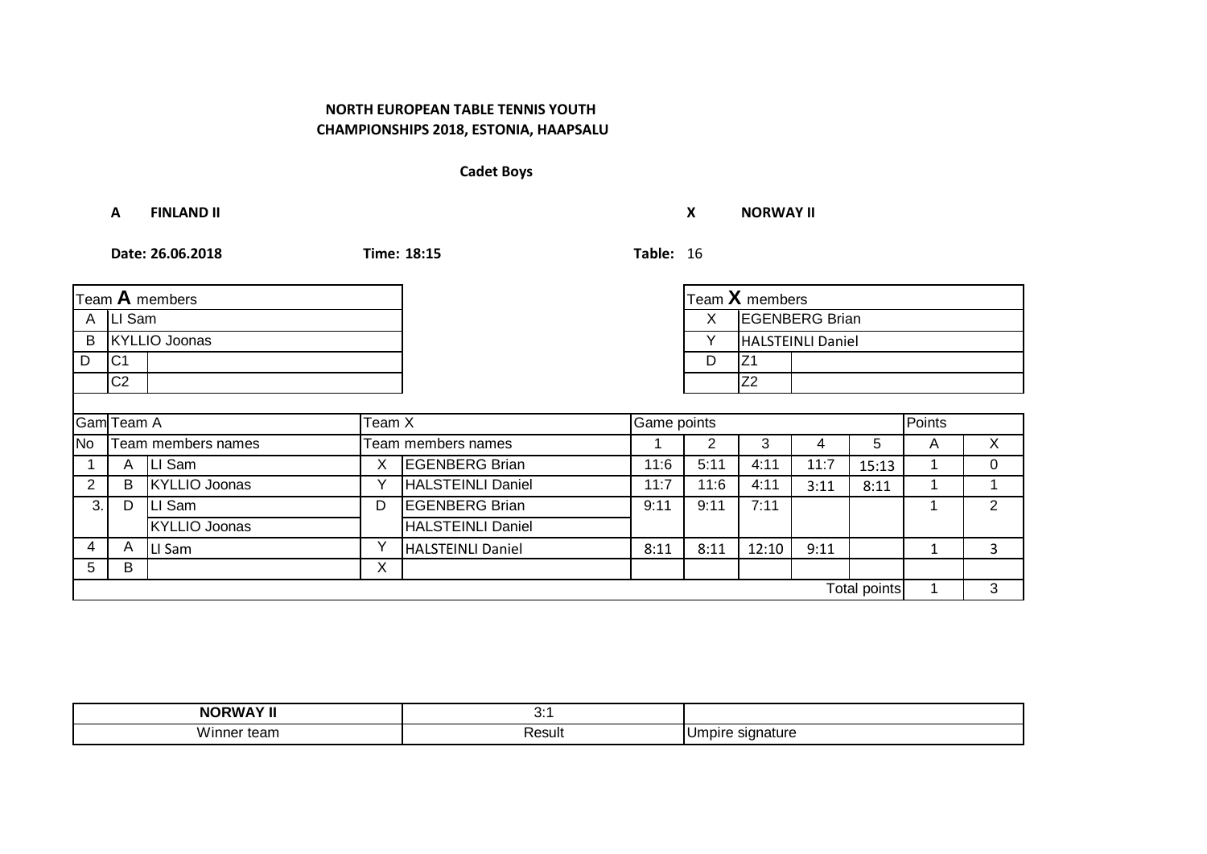**NORTH EUROPEAN TABLE TENNIS YOUTH CHAMPIONSHIPS 2018, ESTONIA, HAAPSALU**

**Cadet Boys**

**A** **FINLAND II** **X** **NORWAY II**

**Date: 26.06.2018** **Time: 18:15** **Table:** 16

| Team **A** members | |
|---|---|
| A | LI Sam |
| B | KYLLIO Joonas |
| D | C1 |
| | C2 |

| Team **X** members | |
|---|---|
| X | EGENBERG Brian |
| Y | HALSTEINLI Daniel |
| D | Z1 |
| | Z2 |

| Gam No | Team A | Team members names | Team X | Team members names | Game points 1 | 2 | 3 | 4 | 5 | Points A | X |
|---|---|---|---|---|---|---|---|---|---|---|---|
| 1 | A | LI Sam | X | EGENBERG Brian | 11:6 | 5:11 | 4:11 | 11:7 | 15:13 | 1 | 0 |
| 2 | B | KYLLIO Joonas | Y | HALSTEINLI Daniel | 11:7 | 11:6 | 4:11 | 3:11 | 8:11 | 1 | 1 |
| 3. | D | LI Sam / KYLLIO Joonas | D | EGENBERG Brian / HALSTEINLI Daniel | 9:11 | 9:11 | 7:11 | | | 1 | 2 |
| 4 | A | LI Sam | Y | HALSTEINLI Daniel | 8:11 | 8:11 | 12:10 | 9:11 | | 1 | 3 |
| 5 | B | | X | | | | | | | | |
| | | | | | | | | | Total points | 1 | 3 |

| NORWAY II | 3:1 | |
|---|---|---|
| Winner team | Result | Umpire signature |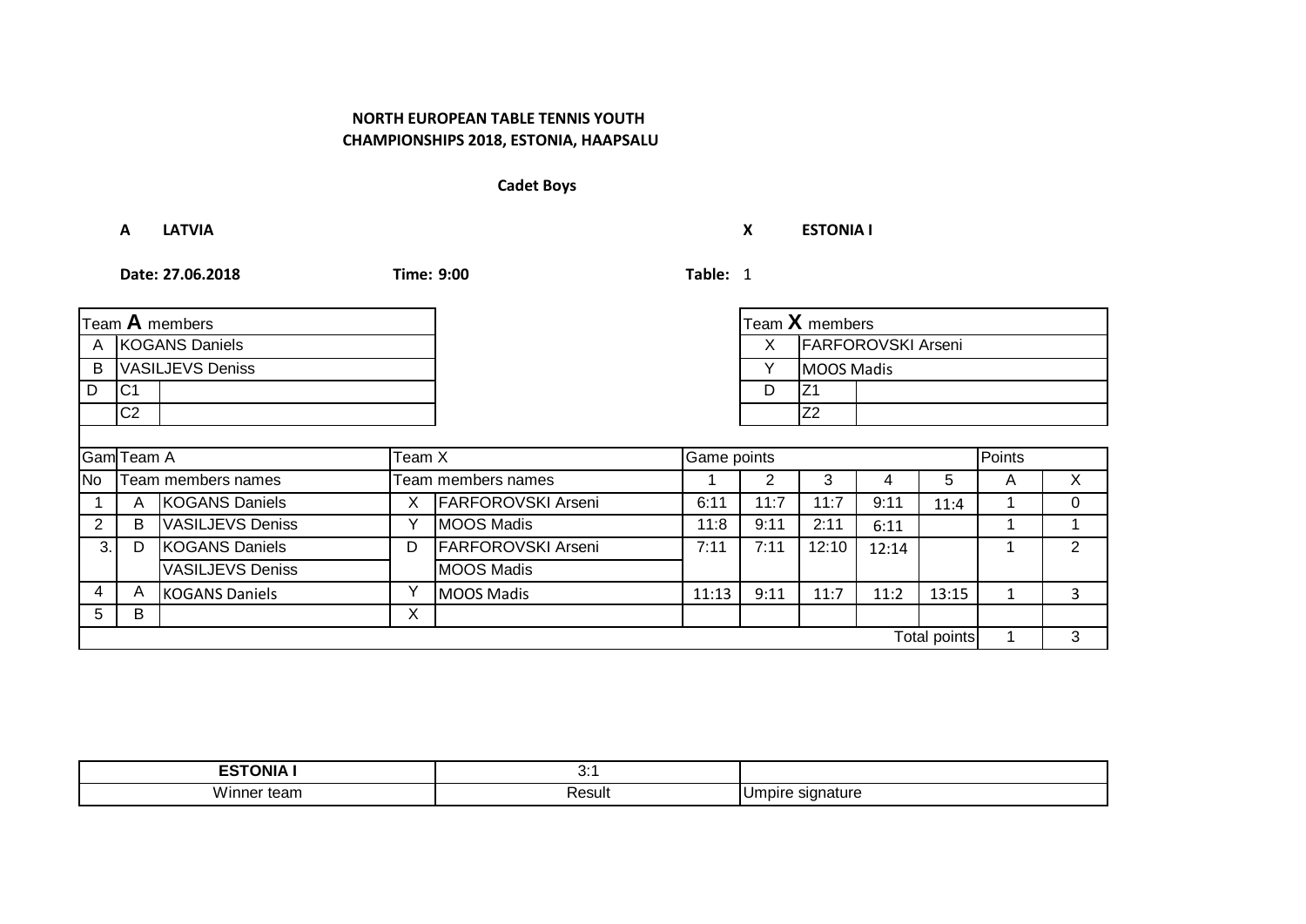**NORTH EUROPEAN TABLE TENNIS YOUTH CHAMPIONSHIPS 2018, ESTONIA, HAAPSALU**

**Cadet Boys**

**A LATVIA** **X ESTONIA I**

**Date: 27.06.2018** **Time: 9:00** **Table:** 1

| Team **A** members | |
|---|---|
| A | KOGANS Daniels |
| B | VASILJEVS Deniss |
| D | C1 |
| | C2 |

| Team **X** members | |
|---|---|
| X | FARFOROVSKI Arseni |
| Y | MOOS Madis |
| D | Z1 |
| | Z2 |

| Gam No | Team A | Team members names | Team X | Team members names | Game points 1 | 2 | 3 | 4 | 5 | Points A | X |
|---|---|---|---|---|---|---|---|---|---|---|---|
| 1 | A | KOGANS Daniels | X | FARFOROVSKI Arseni | 6:11 | 11:7 | 11:7 | 9:11 | 11:4 | 1 | 0 |
| 2 | B | VASILJEVS Deniss | Y | MOOS Madis | 11:8 | 9:11 | 2:11 | 6:11 | | 1 | 1 |
| 3. | D | KOGANS Daniels / VASILJEVS Deniss | D | FARFOROVSKI Arseni / MOOS Madis | 7:11 | 7:11 | 12:10 | 12:14 | | 1 | 2 |
| 4 | A | KOGANS Daniels | Y | MOOS Madis | 11:13 | 9:11 | 11:7 | 11:2 | 13:15 | 1 | 3 |
| 5 | B | | X | | | | | | | | |
| | | | | | | | | | Total points | 1 | 3 |

| Winner team | Result | Umpire signature |
|---|---|---|
| **ESTONIA I** | 3:1 | |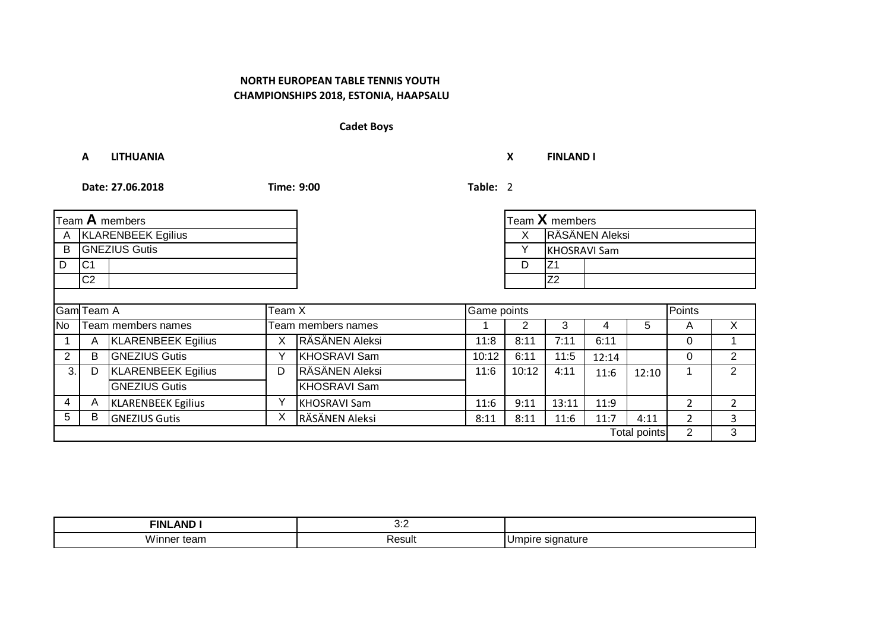**NORTH EUROPEAN TABLE TENNIS YOUTH CHAMPIONSHIPS 2018, ESTONIA, HAAPSALU**

**Cadet Boys**

**A** **LITHUANIA** **X** **FINLAND I**

**Date: 27.06.2018** **Time: 9:00** **Table:** 2

| Team **A** members | |
|---|---|
| A | KLARENBEEK Egilius |
| B | GNEZIUS Gutis |
| D | C1 |
| | C2 |

| Team **X** members | |
|---|---|
| X | RÄSÄNEN Aleksi |
| Y | KHOSRAVI Sam |
| D | Z1 |
| | Z2 |

| Gam No | Team A | Team members names | Team X | Team members names | Game points 1 | 2 | 3 | 4 | 5 | Points A | X |
|---|---|---|---|---|---|---|---|---|---|---|---|
| 1 | A | KLARENBEEK Egilius | X | RÄSÄNEN Aleksi | 11:8 | 8:11 | 7:11 | 6:11 | | 0 | 1 |
| 2 | B | GNEZIUS Gutis | Y | KHOSRAVI Sam | 10:12 | 6:11 | 11:5 | 12:14 | | 0 | 2 |
| 3. | D | KLARENBEEK Egilius | D | RÄSÄNEN Aleksi | 11:6 | 10:12 | 4:11 | 11:6 | 12:10 | 1 | 2 |
| | | GNEZIUS Gutis | | KHOSRAVI Sam | | | | | | | |
| 4 | A | KLARENBEEK Egilius | Y | KHOSRAVI Sam | 11:6 | 9:11 | 13:11 | 11:9 | | 2 | 2 |
| 5 | B | GNEZIUS Gutis | X | RÄSÄNEN Aleksi | 8:11 | 8:11 | 11:6 | 11:7 | 4:11 | 2 | 3 |
| | | | | | | | | | Total points | 2 | 3 |

| FINLAND I | 3:2 | |
|---|---|---|
| Winner team | Result | Umpire signature |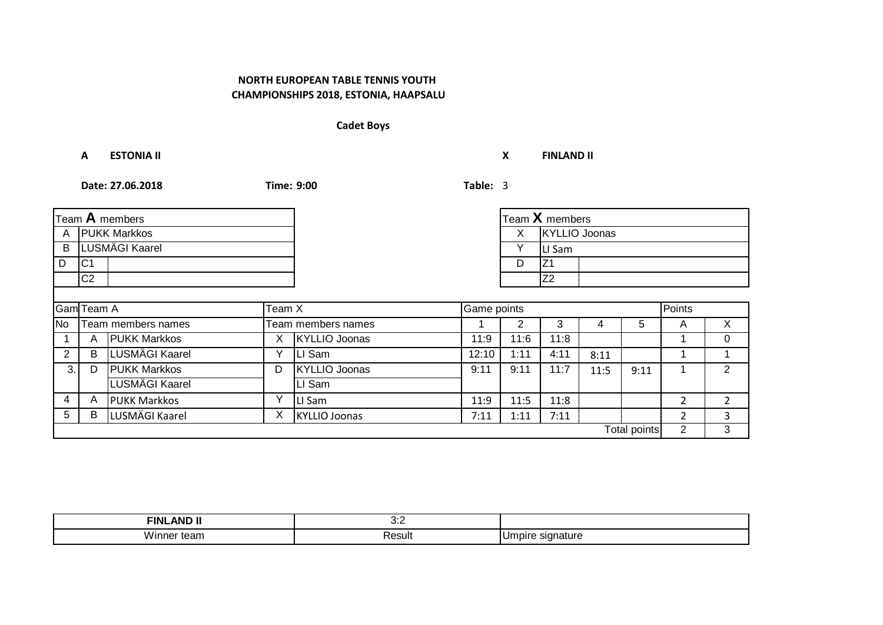**NORTH EUROPEAN TABLE TENNIS YOUTH CHAMPIONSHIPS 2018, ESTONIA, HAAPSALU**

**Cadet Boys**

**A ESTONIA II** **X FINLAND II**

**Date: 27.06.2018** **Time: 9:00** **Table:** 3

| Team **A** members | |
|---|---|
| A | PUKK Markkos |
| B | LUSMÄGI Kaarel |
| D C1 | |
| C2 | |

| Team **X** members | |
|---|---|
| X | KYLLIO Joonas |
| Y | LI Sam |
| D Z1 | |
| Z2 | |

| Gam No | Team A Team members names | | Team X Team members names | | Game points 1 | 2 | 3 | 4 | 5 | Points A | X |
|---|---|---|---|---|---|---|---|---|---|---|---|
| 1 | A | PUKK Markkos | X | KYLLIO Joonas | 11:9 | 11:6 | 11:8 | | | 1 | 0 |
| 2 | B | LUSMÄGI Kaarel | Y | LI Sam | 12:10 | 1:11 | 4:11 | 8:11 | | 1 | 1 |
| 3. | D | PUKK Markkos / LUSMÄGI Kaarel | D | KYLLIO Joonas / LI Sam | 9:11 | 9:11 | 11:7 | 11:5 | 9:11 | 1 | 2 |
| 4 | A | PUKK Markkos | Y | LI Sam | 11:9 | 11:5 | 11:8 | | | 2 | 2 |
| 5 | B | LUSMÄGI Kaarel | X | KYLLIO Joonas | 7:11 | 1:11 | 7:11 | | | 2 | 3 |
| | | | | | | | | | Total points | 2 | 3 |

| FINLAND II | 3:2 | |
|---|---|---|
| Winner team | Result | Umpire signature |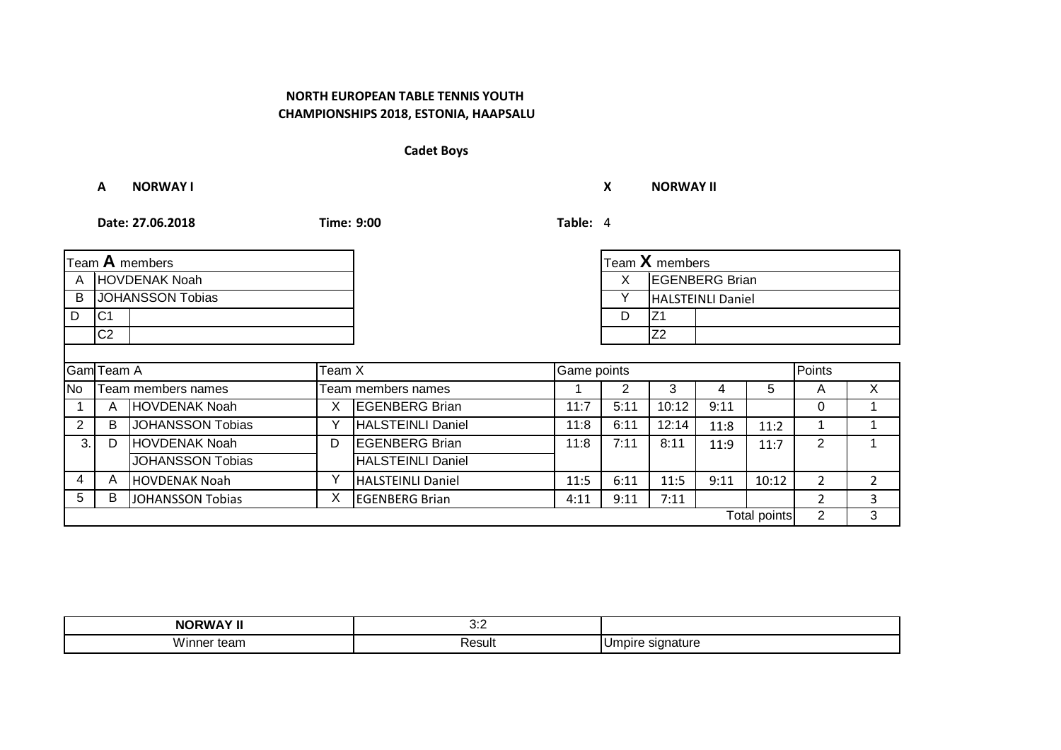**NORTH EUROPEAN TABLE TENNIS YOUTH CHAMPIONSHIPS 2018, ESTONIA, HAAPSALU**

**Cadet Boys**

**A NORWAY I** | **X NORWAY II**

**Date: 27.06.2018** **Time: 9:00** **Table:** 4

| Team **A** members | |
|---|---|
| A | HOVDENAK Noah |
| B | JOHANSSON Tobias |
| D | C1 |
| | C2 |

| Team **X** members | |
|---|---|
| X | EGENBERG Brian |
| Y | HALSTEINLI Daniel |
| D | Z1 |
| | Z2 |

| Gam No | Team A | Team members names | Team X | Team members names | 1 | 2 | 3 | 4 | 5 | Points A | Points X |
|---|---|---|---|---|---|---|---|---|---|---|---|
| 1 | A | HOVDENAK Noah | X | EGENBERG Brian | 11:7 | 5:11 | 10:12 | 9:11 | | 0 | 1 |
| 2 | B | JOHANSSON Tobias | Y | HALSTEINLI Daniel | 11:8 | 6:11 | 12:14 | 11:8 | 11:2 | 1 | 1 |
| 3. | D | HOVDENAK Noah / JOHANSSON Tobias | D | EGENBERG Brian / HALSTEINLI Daniel | 11:8 | 7:11 | 8:11 | 11:9 | 11:7 | 2 | 1 |
| 4 | A | HOVDENAK Noah | Y | HALSTEINLI Daniel | 11:5 | 6:11 | 11:5 | 9:11 | 10:12 | 2 | 2 |
| 5 | B | JOHANSSON Tobias | X | EGENBERG Brian | 4:11 | 9:11 | 7:11 | | | 2 | 3 |
| | | | | | | | | | Total points | 2 | 3 |

| NORWAY II | 3:2 | |
|---|---|---|
| Winner team | Result | Umpire signature |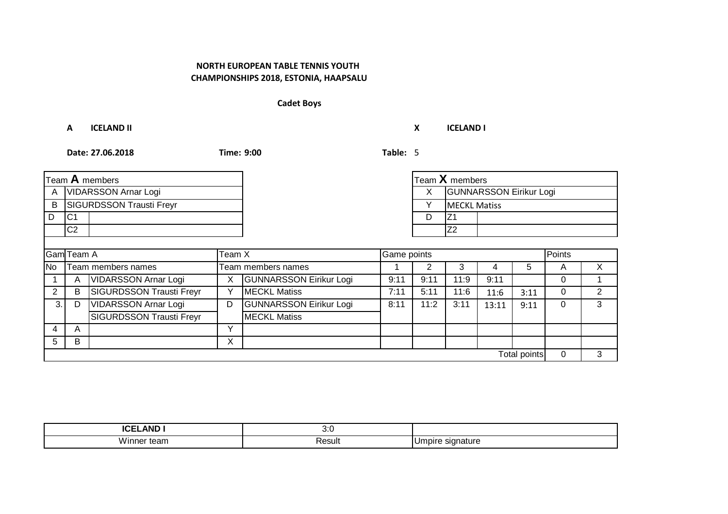**NORTH EUROPEAN TABLE TENNIS YOUTH CHAMPIONSHIPS 2018, ESTONIA, HAAPSALU**

**Cadet Boys**

**A ICELAND II** **X ICELAND I**

**Date: 27.06.2018** **Time: 9:00** **Table:** 5

| Team **A** members | | |
|---|---|---|
| A | VIDARSSON Arnar Logi | |
| B | SIGURDSSON Trausti Freyr | |
| D | C1 | |
| | C2 | |

| Team **X** members | | |
|---|---|---|
| X | GUNNARSSON Eirikur Logi | |
| Y | MECKL Matiss | |
| D | Z1 | |
| | Z2 | |

| Gam No | Team A | | Team X | | Game points | | | | | Points | |
|---|---|---|---|---|---|---|---|---|---|---|---|
| | Team members names | | Team members names | | 1 | 2 | 3 | 4 | 5 | A | X |
| 1 | A | VIDARSSON Arnar Logi | X | GUNNARSSON Eirikur Logi | 9:11 | 9:11 | 11:9 | 9:11 | | 0 | 1 |
| 2 | B | SIGURDSSON Trausti Freyr | Y | MECKL Matiss | 7:11 | 5:11 | 11:6 | 11:6 | 3:11 | 0 | 2 |
| 3. | D | VIDARSSON Arnar Logi | D | GUNNARSSON Eirikur Logi | 8:11 | 11:2 | 3:11 | 13:11 | 9:11 | 0 | 3 |
| | | SIGURDSSON Trausti Freyr | | MECKL Matiss | | | | | | | |
| 4 | A | | Y | | | | | | | | |
| 5 | B | | X | | | | | | | | |
| | | | | | | | | | Total points | 0 | 3 |

| | | |
|---|---|---|
| **ICELAND I** | 3:0 | |
| Winner team | Result | Umpire signature |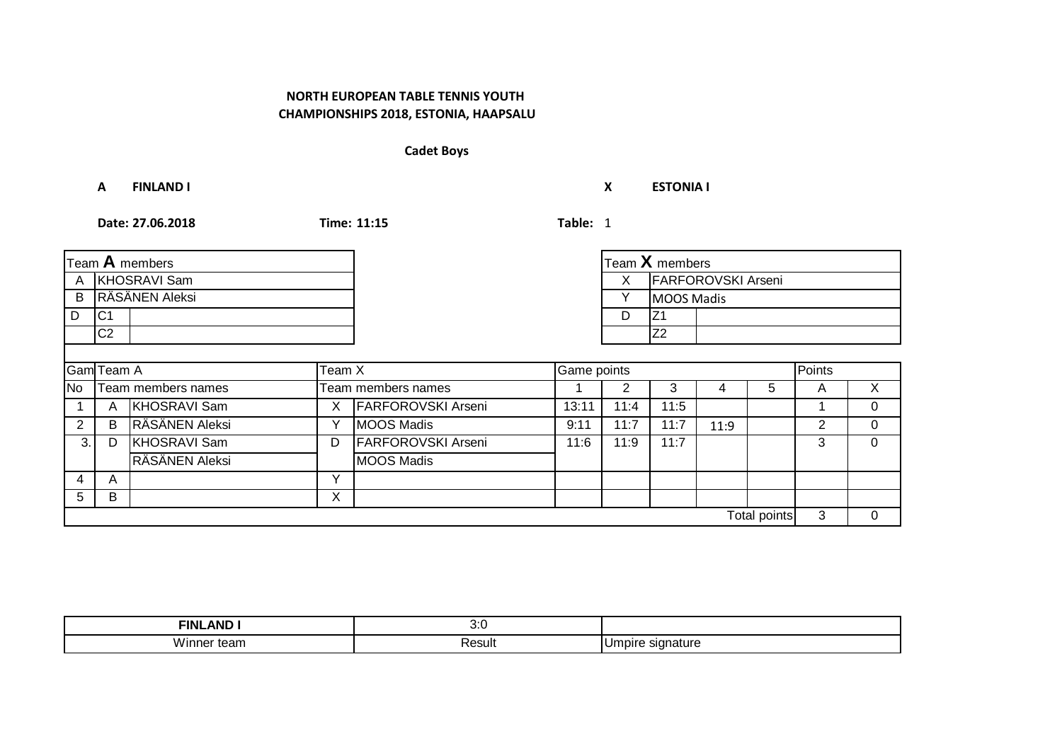**NORTH EUROPEAN TABLE TENNIS YOUTH CHAMPIONSHIPS 2018, ESTONIA, HAAPSALU**

**Cadet Boys**

**A FINLAND I** **X ESTONIA I**

**Date: 27.06.2018** **Time: 11:15** **Table:** 1

| Team **A** members | | |
|---|---|---|
| A | KHOSRAVI Sam | |
| B | RÄSÄNEN Aleksi | |
| D | C1 | |
| | C2 | |

| Team **X** members | | |
|---|---|---|
| X | FARFOROVSKI Arseni | |
| Y | MOOS Madis | |
| D | Z1 | |
| | Z2 | |

| Gam | Team A | | Team X | | Game points | | | | | Points | |
|---|---|---|---|---|---|---|---|---|---|---|---|
| No | Team members names | | Team members names | | 1 | 2 | 3 | 4 | 5 | A | X |
| 1 | A | KHOSRAVI Sam | X | FARFOROVSKI Arseni | 13:11 | 11:4 | 11:5 | | | 1 | 0 |
| 2 | B | RÄSÄNEN Aleksi | Y | MOOS Madis | 9:11 | 11:7 | 11:7 | 11:9 | | 2 | 0 |
| 3. | D | KHOSRAVI Sam | D | FARFOROVSKI Arseni | 11:6 | 11:9 | 11:7 | | | 3 | 0 |
| | | RÄSÄNEN Aleksi | | MOOS Madis | | | | | | | |
| 4 | A | | Y | | | | | | | | |
| 5 | B | | X | | | | | | | | |
| | | | | | | | | | Total points | 3 | 0 |

| FINLAND I | 3:0 | |
|---|---|---|
| Winner team | Result | Umpire signature |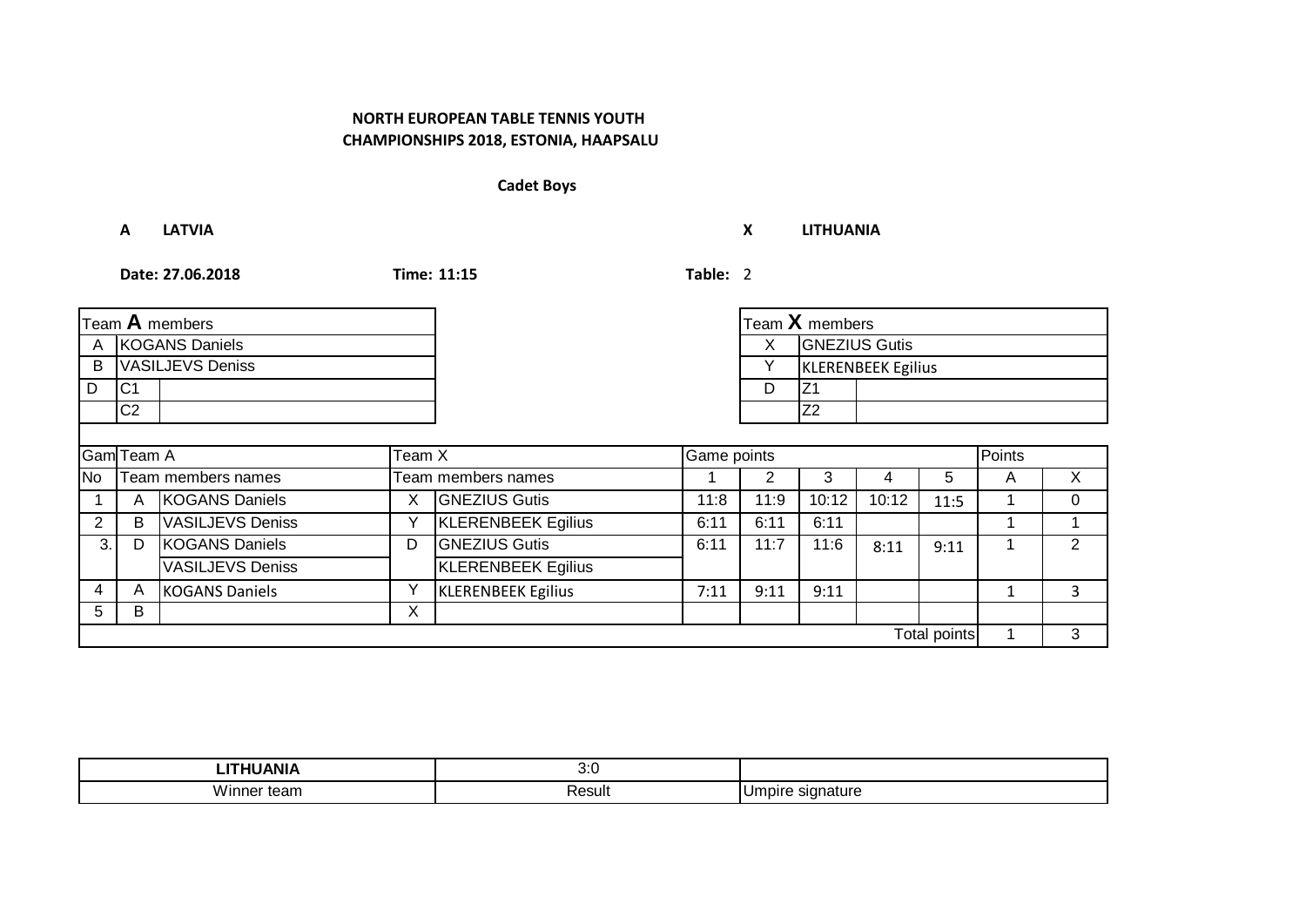**NORTH EUROPEAN TABLE TENNIS YOUTH CHAMPIONSHIPS 2018, ESTONIA, HAAPSALU**

**Cadet Boys**

**A LATVIA** **X LITHUANIA**

**Date: 27.06.2018** **Time: 11:15** **Table:** 2

| Team **A** members | |
|---|---|
| A | KOGANS Daniels |
| B | VASILJEVS Deniss |
| D | C1 |
| | C2 |

| Team **X** members | |
|---|---|
| X | GNEZIUS Gutis |
| Y | KLERENBEEK Egilius |
| D | Z1 |
| | Z2 |

| Gam No | Team A | Team members names | Team X | Team members names | Game points 1 | 2 | 3 | 4 | 5 | Points A | X |
|---|---|---|---|---|---|---|---|---|---|---|---|
| 1 | A | KOGANS Daniels | X | GNEZIUS Gutis | 11:8 | 11:9 | 10:12 | 10:12 | 11:5 | 1 | 0 |
| 2 | B | VASILJEVS Deniss | Y | KLERENBEEK Egilius | 6:11 | 6:11 | 6:11 | | | 1 | 1 |
| 3. | D | KOGANS Daniels | D | GNEZIUS Gutis | 6:11 | 11:7 | 11:6 | 8:11 | 9:11 | 1 | 2 |
| | | VASILJEVS Deniss | | KLERENBEEK Egilius | | | | | | | |
| 4 | A | KOGANS Daniels | Y | KLERENBEEK Egilius | 7:11 | 9:11 | 9:11 | | | 1 | 3 |
| 5 | B | | X | | | | | | | | |
| | | | | | | | | | Total points | 1 | 3 |

| LITHUANIA | 3:0 | |
|---|---|---|
| Winner team | Result | Umpire signature |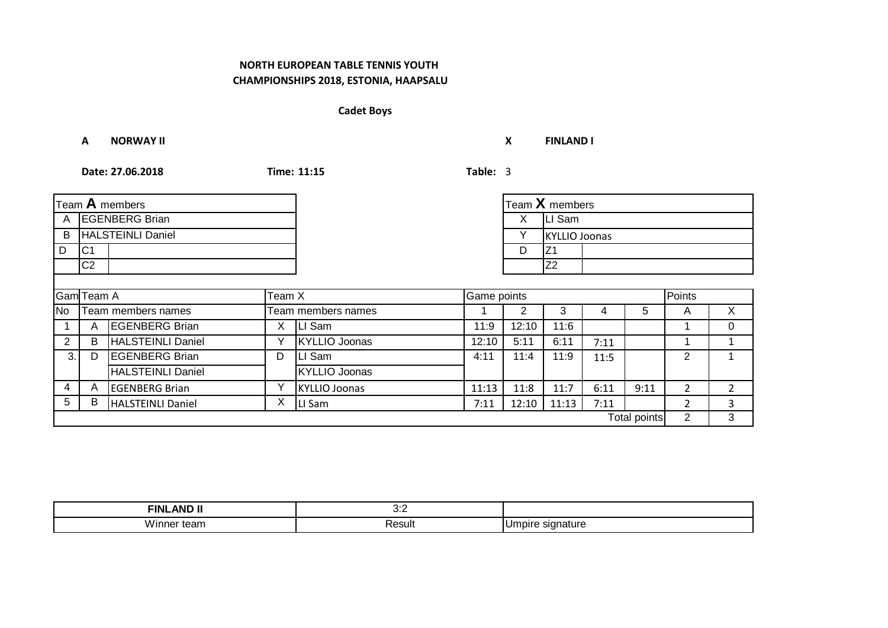**NORTH EUROPEAN TABLE TENNIS YOUTH CHAMPIONSHIPS 2018, ESTONIA, HAAPSALU**

**Cadet Boys**

**A** **NORWAY II** **X** **FINLAND I**

**Date: 27.06.2018** **Time: 11:15** **Table:** 3

| Team **A** members | |
|---|---|
| A | EGENBERG Brian |
| B | HALSTEINLI Daniel |
| D C1 | |
| C2 | |

| Team **X** members | |
|---|---|
| X | LI Sam |
| Y | KYLLIO Joonas |
| D Z1 | |
| Z2 | |

| Gam No | Team A | Team members names | Team X | Team members names | 1 | 2 | 3 | 4 | 5 | A | X |
|---|---|---|---|---|---|---|---|---|---|---|---|
| 1 | A | EGENBERG Brian | X | LI Sam | 11:9 | 12:10 | 11:6 | | | 1 | 0 |
| 2 | B | HALSTEINLI Daniel | Y | KYLLIO Joonas | 12:10 | 5:11 | 6:11 | 7:11 | | 1 | 1 |
| 3. | D | EGENBERG Brian / HALSTEINLI Daniel | D | LI Sam / KYLLIO Joonas | 4:11 | 11:4 | 11:9 | 11:5 | | 2 | 1 |
| 4 | A | EGENBERG Brian | Y | KYLLIO Joonas | 11:13 | 11:8 | 11:7 | 6:11 | 9:11 | 2 | 2 |
| 5 | B | HALSTEINLI Daniel | X | LI Sam | 7:11 | 12:10 | 11:13 | 7:11 | | 2 | 3 |
| | | | | | | | | | Total points | 2 | 3 |

| FINLAND II | 3:2 | |
|---|---|---|
| Winner team | Result | Umpire signature |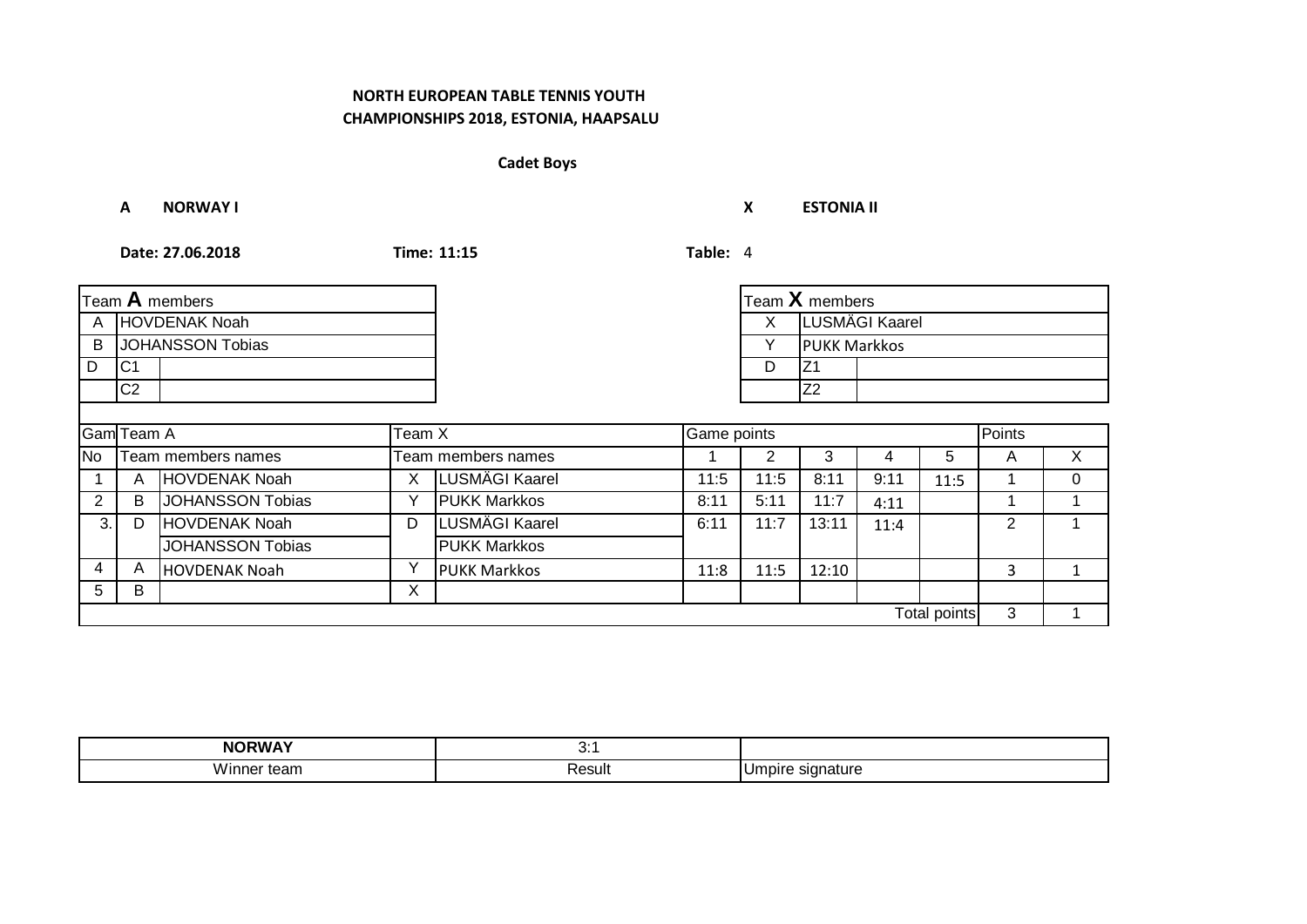**NORTH EUROPEAN TABLE TENNIS YOUTH CHAMPIONSHIPS 2018, ESTONIA, HAAPSALU**

**Cadet Boys**

**A NORWAY I** **X ESTONIA II**

**Date: 27.06.2018** **Time: 11:15** **Table:** 4

| Team **A** members | |
|---|---|
| A | HOVDENAK Noah |
| B | JOHANSSON Tobias |
| D | C1 |
| | C2 |

| Team **X** members | |
|---|---|
| X | LUSMÄGI Kaarel |
| Y | PUKK Markkos |
| D | Z1 |
| | Z2 |

| Gam No | Team A | Team members names | Team X | Team members names | Game points 1 | 2 | 3 | 4 | 5 | Points A | X |
|---|---|---|---|---|---|---|---|---|---|---|---|
| 1 | A | HOVDENAK Noah | X | LUSMÄGI Kaarel | 11:5 | 11:5 | 8:11 | 9:11 | 11:5 | 1 | 0 |
| 2 | B | JOHANSSON Tobias | Y | PUKK Markkos | 8:11 | 5:11 | 11:7 | 4:11 | | 1 | 1 |
| 3. | D | HOVDENAK Noah | D | LUSMÄGI Kaarel | 6:11 | 11:7 | 13:11 | 11:4 | | 2 | 1 |
| | | JOHANSSON Tobias | | PUKK Markkos | | | | | | | |
| 4 | A | HOVDENAK Noah | Y | PUKK Markkos | 11:8 | 11:5 | 12:10 | | | 3 | 1 |
| 5 | B | | X | | | | | | | | |
| | | | | | | | | | Total points | 3 | 1 |

| NORWAY | 3:1 | |
|---|---|---|
| Winner team | Result | Umpire signature |